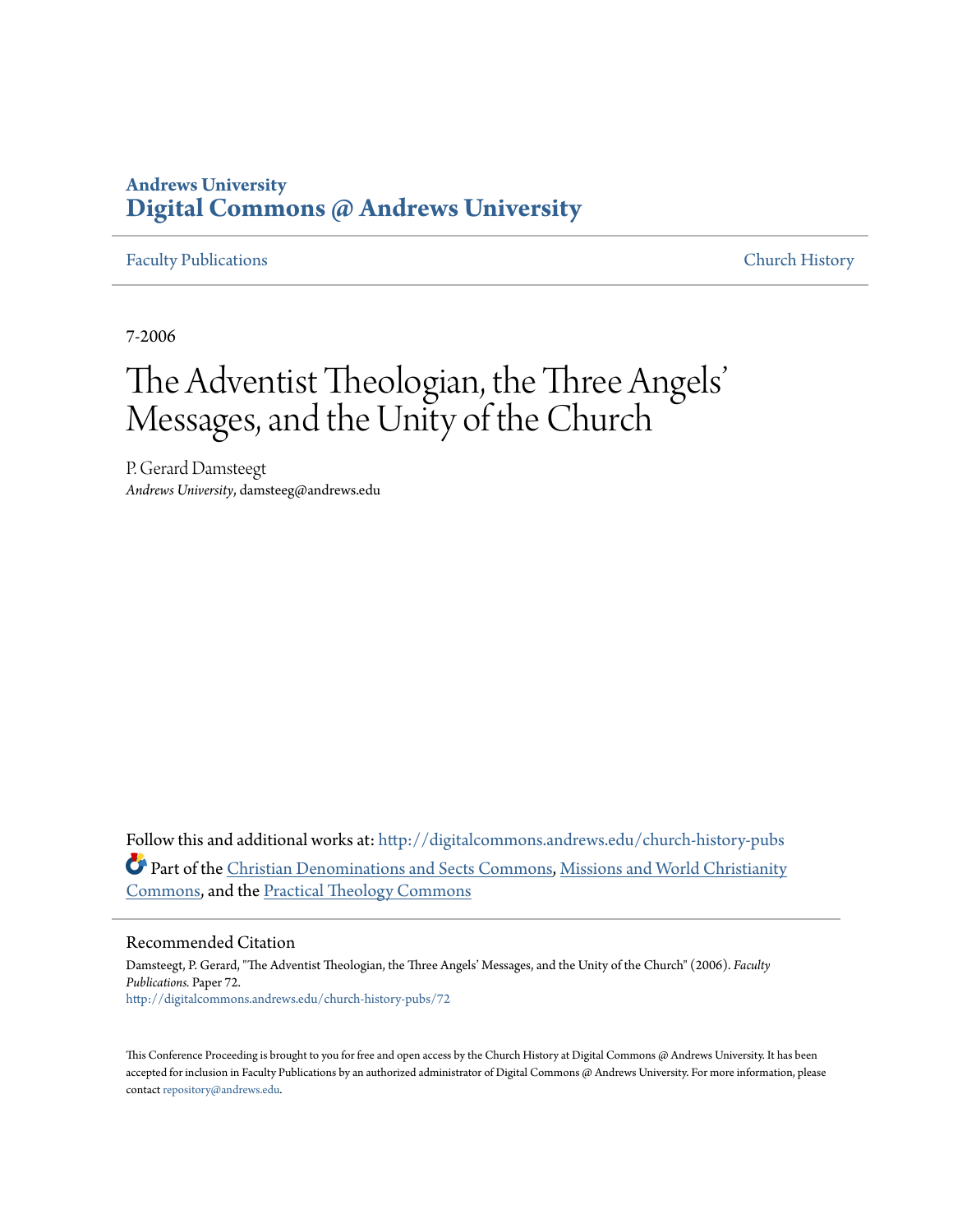**Andrews University**
**Digital Commons @ Andrews University**

Faculty Publications | Church History

7-2006

# The Adventist Theologian, the Three Angels' Messages, and the Unity of the Church

P. Gerard Damsteegt
*Andrews University*, damsteeg@andrews.edu

Follow this and additional works at: http://digitalcommons.andrews.edu/church-history-pubs

Part of the Christian Denominations and Sects Commons, Missions and World Christianity Commons, and the Practical Theology Commons

## Recommended Citation

Damsteegt, P. Gerard, "The Adventist Theologian, the Three Angels' Messages, and the Unity of the Church" (2006). *Faculty Publications.* Paper 72.
http://digitalcommons.andrews.edu/church-history-pubs/72

This Conference Proceeding is brought to you for free and open access by the Church History at Digital Commons @ Andrews University. It has been accepted for inclusion in Faculty Publications by an authorized administrator of Digital Commons @ Andrews University. For more information, please contact repository@andrews.edu.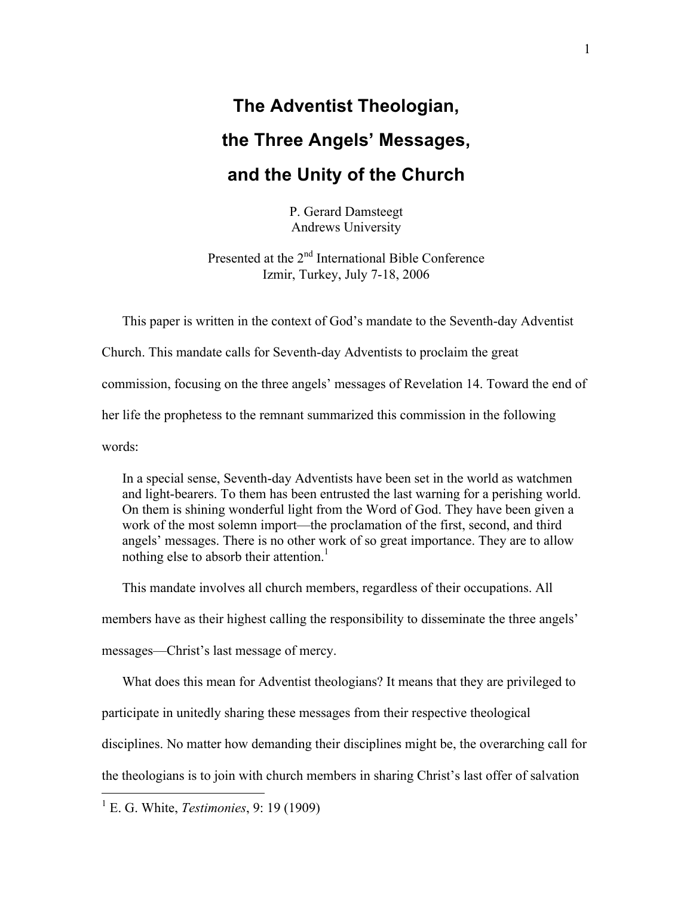# The Adventist Theologian, the Three Angels' Messages, and the Unity of the Church

P. Gerard Damsteegt
Andrews University

Presented at the 2nd International Bible Conference
Izmir, Turkey, July 7-18, 2006

This paper is written in the context of God's mandate to the Seventh-day Adventist Church. This mandate calls for Seventh-day Adventists to proclaim the great commission, focusing on the three angels' messages of Revelation 14. Toward the end of her life the prophetess to the remnant summarized this commission in the following words:

> In a special sense, Seventh-day Adventists have been set in the world as watchmen and light-bearers. To them has been entrusted the last warning for a perishing world. On them is shining wonderful light from the Word of God. They have been given a work of the most solemn import—the proclamation of the first, second, and third angels' messages. There is no other work of so great importance. They are to allow nothing else to absorb their attention.[1]

This mandate involves all church members, regardless of their occupations. All members have as their highest calling the responsibility to disseminate the three angels' messages—Christ's last message of mercy.

What does this mean for Adventist theologians? It means that they are privileged to participate in unitedly sharing these messages from their respective theological disciplines. No matter how demanding their disciplines might be, the overarching call for the theologians is to join with church members in sharing Christ's last offer of salvation

---

[1] E. G. White, *Testimonies*, 9: 19 (1909)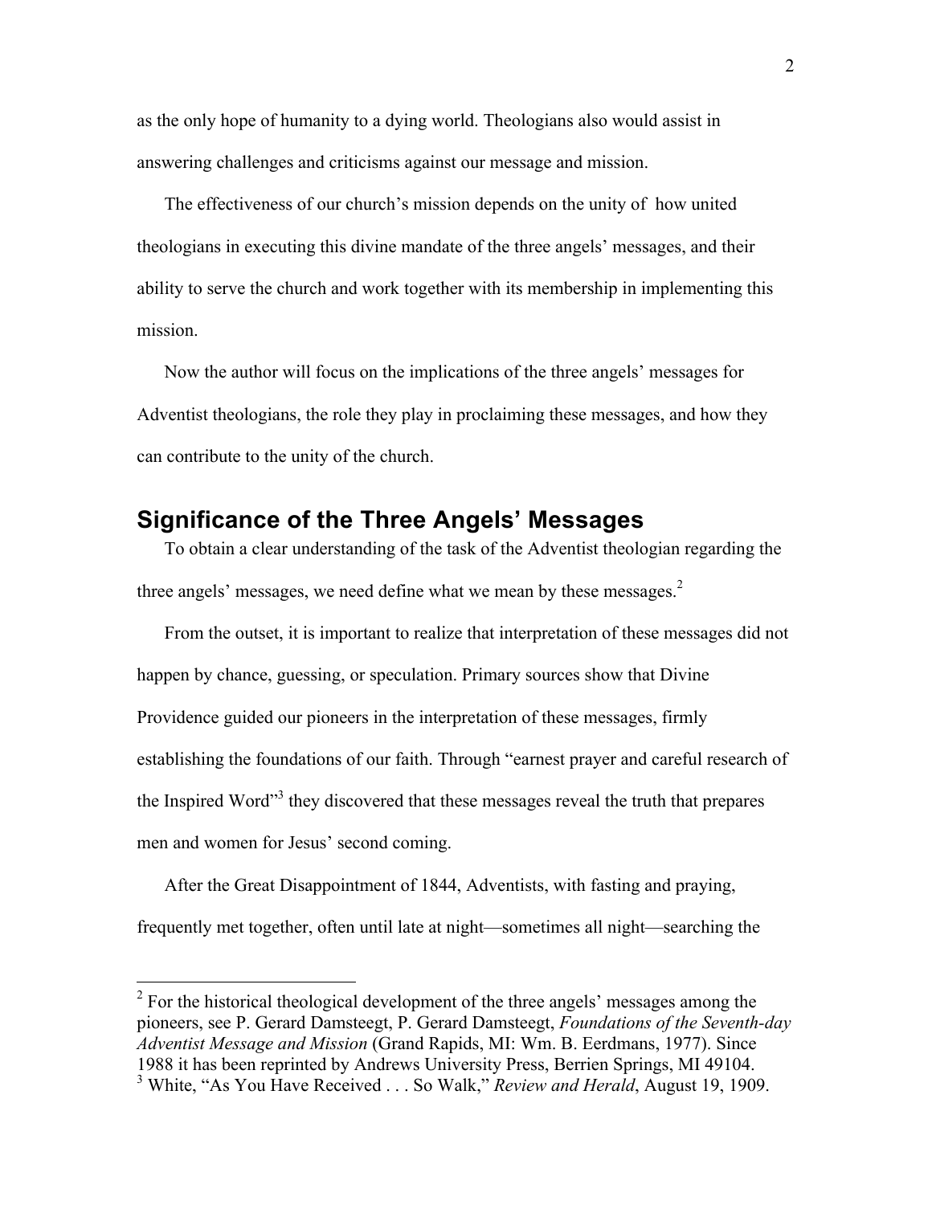as the only hope of humanity to a dying world. Theologians also would assist in answering challenges and criticisms against our message and mission.

The effectiveness of our church's mission depends on the unity of how united theologians in executing this divine mandate of the three angels' messages, and their ability to serve the church and work together with its membership in implementing this mission.

Now the author will focus on the implications of the three angels' messages for Adventist theologians, the role they play in proclaiming these messages, and how they can contribute to the unity of the church.

## Significance of the Three Angels' Messages

To obtain a clear understanding of the task of the Adventist theologian regarding the three angels' messages, we need define what we mean by these messages.[2]

From the outset, it is important to realize that interpretation of these messages did not happen by chance, guessing, or speculation. Primary sources show that Divine Providence guided our pioneers in the interpretation of these messages, firmly establishing the foundations of our faith. Through "earnest prayer and careful research of the Inspired Word"[3] they discovered that these messages reveal the truth that prepares men and women for Jesus' second coming.

After the Great Disappointment of 1844, Adventists, with fasting and praying, frequently met together, often until late at night—sometimes all night—searching the

---

[2] For the historical theological development of the three angels' messages among the pioneers, see P. Gerard Damsteegt, P. Gerard Damsteegt, *Foundations of the Seventh-day Adventist Message and Mission* (Grand Rapids, MI: Wm. B. Eerdmans, 1977). Since 1988 it has been reprinted by Andrews University Press, Berrien Springs, MI 49104.

[3] White, "As You Have Received . . . So Walk," *Review and Herald*, August 19, 1909.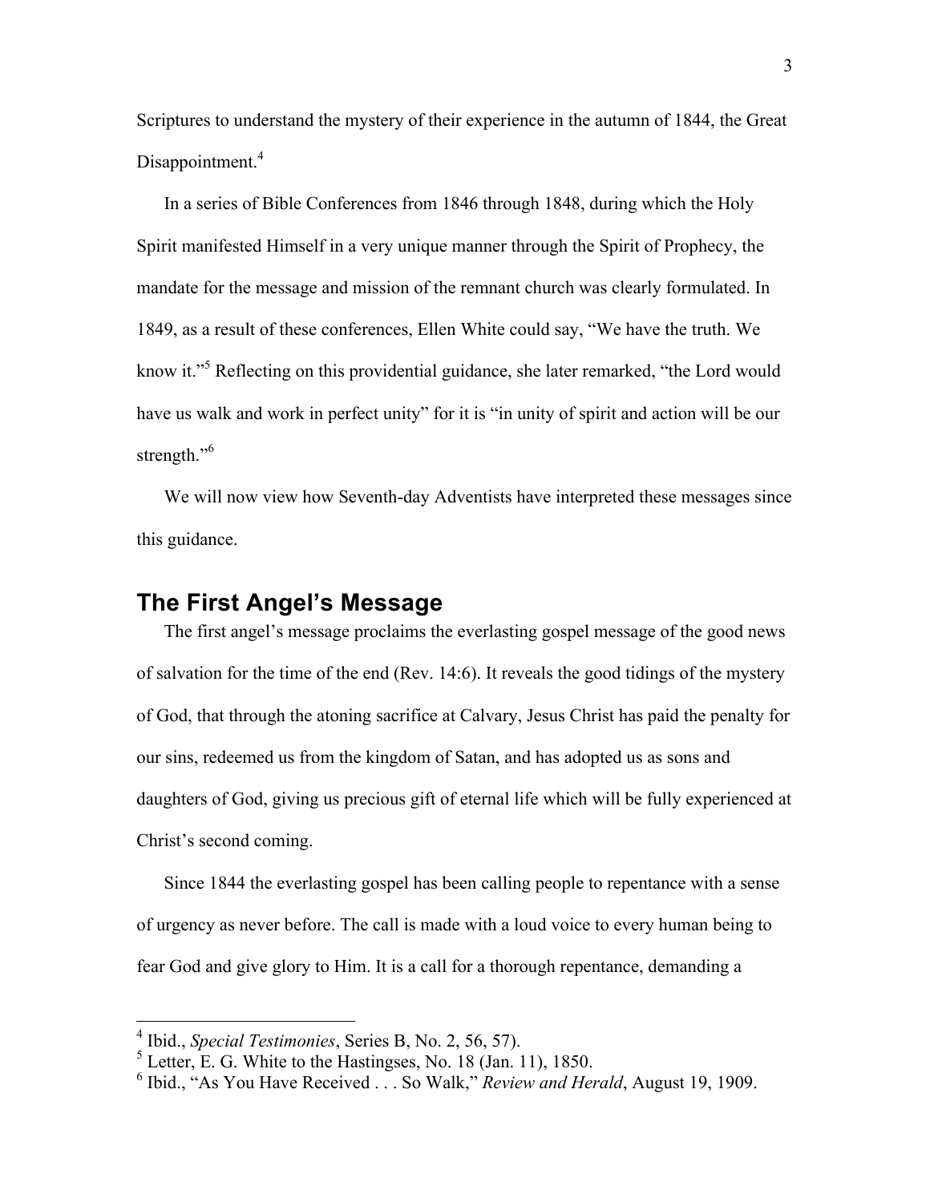Scriptures to understand the mystery of their experience in the autumn of 1844, the Great Disappointment.[4]

In a series of Bible Conferences from 1846 through 1848, during which the Holy Spirit manifested Himself in a very unique manner through the Spirit of Prophecy, the mandate for the message and mission of the remnant church was clearly formulated. In 1849, as a result of these conferences, Ellen White could say, "We have the truth. We know it."[5] Reflecting on this providential guidance, she later remarked, "the Lord would have us walk and work in perfect unity" for it is "in unity of spirit and action will be our strength."[6]

We will now view how Seventh-day Adventists have interpreted these messages since this guidance.

## The First Angel's Message

The first angel's message proclaims the everlasting gospel message of the good news of salvation for the time of the end (Rev. 14:6). It reveals the good tidings of the mystery of God, that through the atoning sacrifice at Calvary, Jesus Christ has paid the penalty for our sins, redeemed us from the kingdom of Satan, and has adopted us as sons and daughters of God, giving us precious gift of eternal life which will be fully experienced at Christ's second coming.

Since 1844 the everlasting gospel has been calling people to repentance with a sense of urgency as never before. The call is made with a loud voice to every human being to fear God and give glory to Him. It is a call for a thorough repentance, demanding a

---

[4] Ibid., *Special Testimonies*, Series B, No. 2, 56, 57).

[5] Letter, E. G. White to the Hastingses, No. 18 (Jan. 11), 1850.

[6] Ibid., "As You Have Received . . . So Walk," *Review and Herald*, August 19, 1909.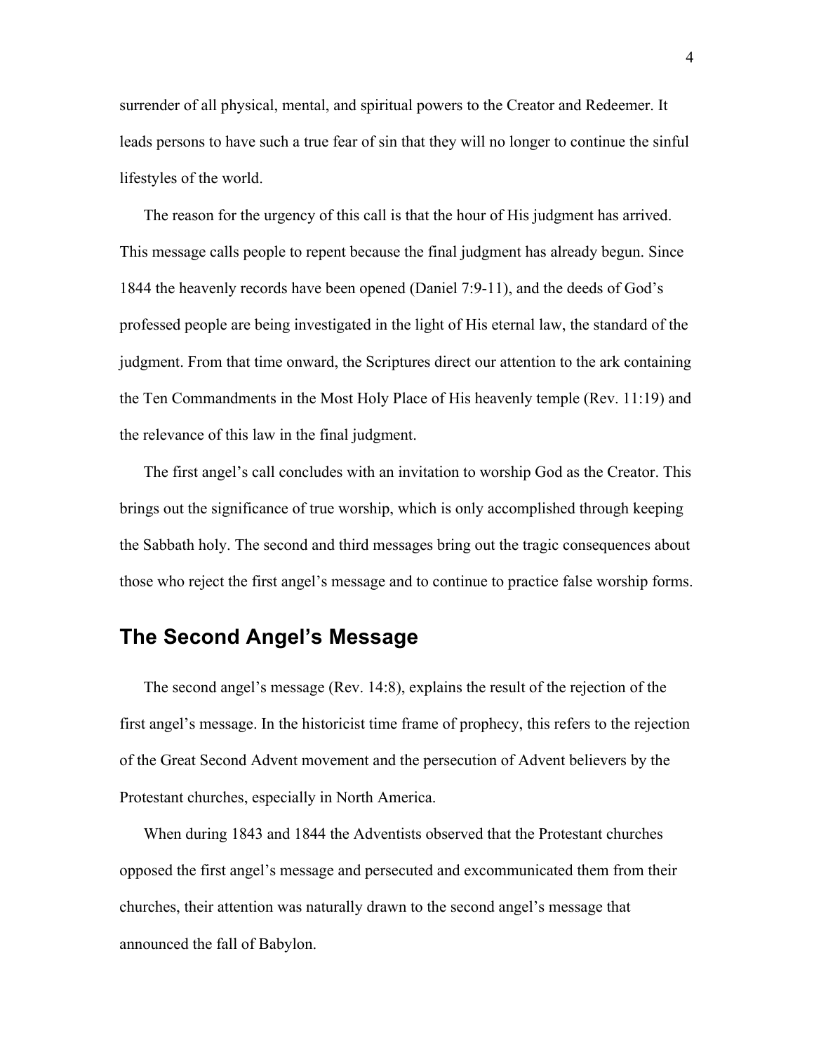surrender of all physical, mental, and spiritual powers to the Creator and Redeemer. It leads persons to have such a true fear of sin that they will no longer to continue the sinful lifestyles of the world.

The reason for the urgency of this call is that the hour of His judgment has arrived. This message calls people to repent because the final judgment has already begun. Since 1844 the heavenly records have been opened (Daniel 7:9-11), and the deeds of God's professed people are being investigated in the light of His eternal law, the standard of the judgment. From that time onward, the Scriptures direct our attention to the ark containing the Ten Commandments in the Most Holy Place of His heavenly temple (Rev. 11:19) and the relevance of this law in the final judgment.

The first angel's call concludes with an invitation to worship God as the Creator. This brings out the significance of true worship, which is only accomplished through keeping the Sabbath holy. The second and third messages bring out the tragic consequences about those who reject the first angel's message and to continue to practice false worship forms.

## The Second Angel's Message

The second angel's message (Rev. 14:8), explains the result of the rejection of the first angel's message. In the historicist time frame of prophecy, this refers to the rejection of the Great Second Advent movement and the persecution of Advent believers by the Protestant churches, especially in North America.

When during 1843 and 1844 the Adventists observed that the Protestant churches opposed the first angel's message and persecuted and excommunicated them from their churches, their attention was naturally drawn to the second angel's message that announced the fall of Babylon.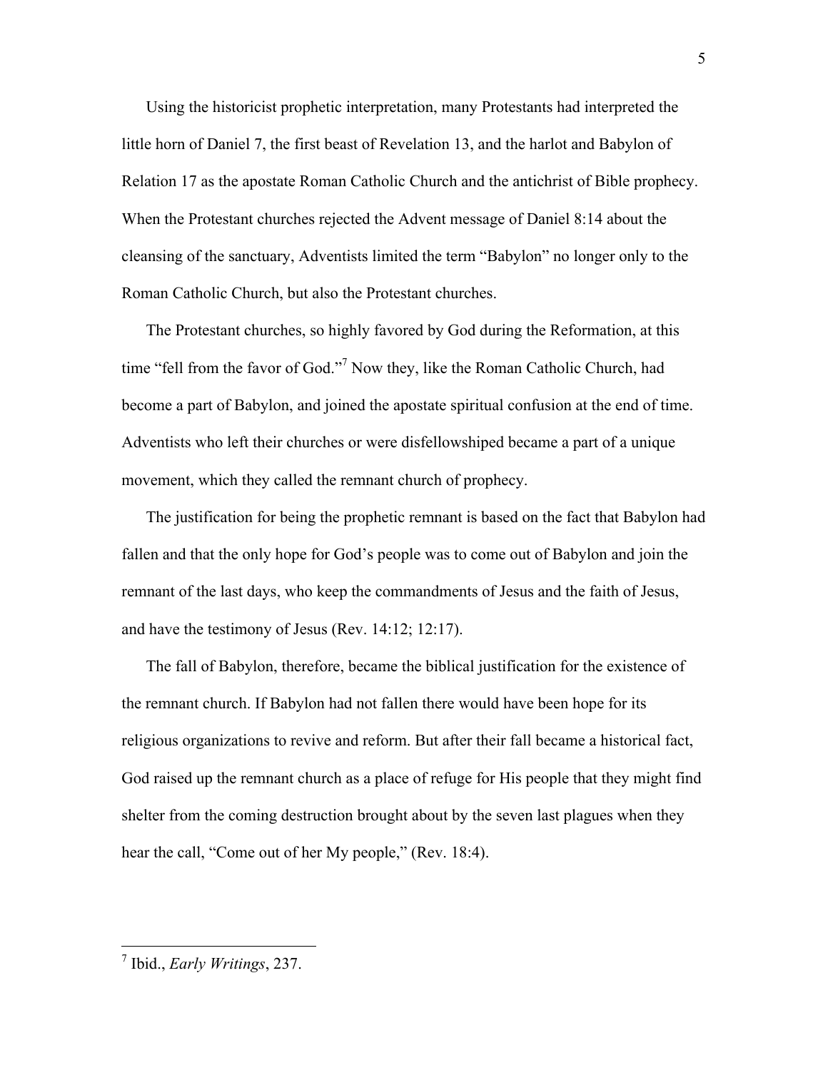Using the historicist prophetic interpretation, many Protestants had interpreted the little horn of Daniel 7, the first beast of Revelation 13, and the harlot and Babylon of Relation 17 as the apostate Roman Catholic Church and the antichrist of Bible prophecy. When the Protestant churches rejected the Advent message of Daniel 8:14 about the cleansing of the sanctuary, Adventists limited the term "Babylon" no longer only to the Roman Catholic Church, but also the Protestant churches.

The Protestant churches, so highly favored by God during the Reformation, at this time "fell from the favor of God."[7] Now they, like the Roman Catholic Church, had become a part of Babylon, and joined the apostate spiritual confusion at the end of time. Adventists who left their churches or were disfellowshiped became a part of a unique movement, which they called the remnant church of prophecy.

The justification for being the prophetic remnant is based on the fact that Babylon had fallen and that the only hope for God's people was to come out of Babylon and join the remnant of the last days, who keep the commandments of Jesus and the faith of Jesus, and have the testimony of Jesus (Rev. 14:12; 12:17).

The fall of Babylon, therefore, became the biblical justification for the existence of the remnant church. If Babylon had not fallen there would have been hope for its religious organizations to revive and reform. But after their fall became a historical fact, God raised up the remnant church as a place of refuge for His people that they might find shelter from the coming destruction brought about by the seven last plagues when they hear the call, "Come out of her My people," (Rev. 18:4).

---

[7] Ibid., *Early Writings*, 237.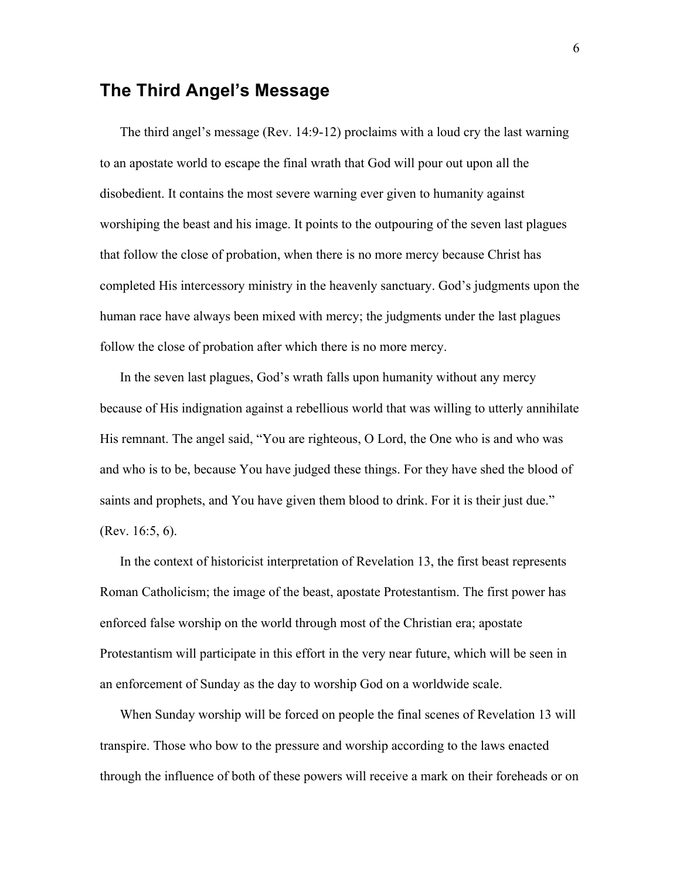## The Third Angel's Message

The third angel's message (Rev. 14:9-12) proclaims with a loud cry the last warning to an apostate world to escape the final wrath that God will pour out upon all the disobedient. It contains the most severe warning ever given to humanity against worshiping the beast and his image. It points to the outpouring of the seven last plagues that follow the close of probation, when there is no more mercy because Christ has completed His intercessory ministry in the heavenly sanctuary. God's judgments upon the human race have always been mixed with mercy; the judgments under the last plagues follow the close of probation after which there is no more mercy.

In the seven last plagues, God's wrath falls upon humanity without any mercy because of His indignation against a rebellious world that was willing to utterly annihilate His remnant. The angel said, "You are righteous, O Lord, the One who is and who was and who is to be, because You have judged these things. For they have shed the blood of saints and prophets, and You have given them blood to drink. For it is their just due." (Rev. 16:5, 6).

In the context of historicist interpretation of Revelation 13, the first beast represents Roman Catholicism; the image of the beast, apostate Protestantism. The first power has enforced false worship on the world through most of the Christian era; apostate Protestantism will participate in this effort in the very near future, which will be seen in an enforcement of Sunday as the day to worship God on a worldwide scale.

When Sunday worship will be forced on people the final scenes of Revelation 13 will transpire. Those who bow to the pressure and worship according to the laws enacted through the influence of both of these powers will receive a mark on their foreheads or on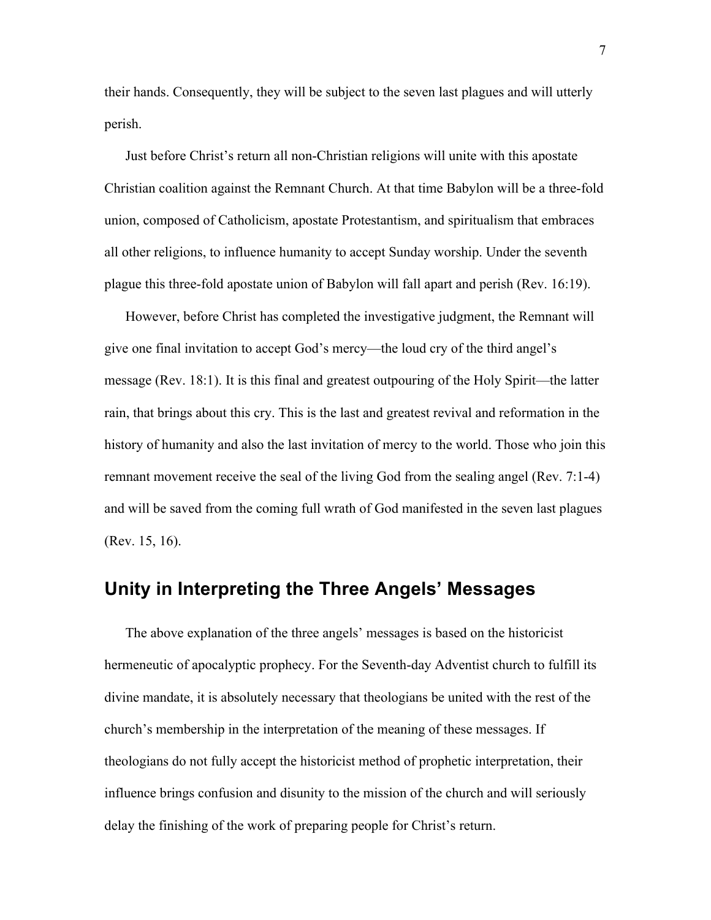their hands. Consequently, they will be subject to the seven last plagues and will utterly perish.

Just before Christ's return all non-Christian religions will unite with this apostate Christian coalition against the Remnant Church. At that time Babylon will be a three-fold union, composed of Catholicism, apostate Protestantism, and spiritualism that embraces all other religions, to influence humanity to accept Sunday worship. Under the seventh plague this three-fold apostate union of Babylon will fall apart and perish (Rev. 16:19).

However, before Christ has completed the investigative judgment, the Remnant will give one final invitation to accept God's mercy—the loud cry of the third angel's message (Rev. 18:1). It is this final and greatest outpouring of the Holy Spirit—the latter rain, that brings about this cry. This is the last and greatest revival and reformation in the history of humanity and also the last invitation of mercy to the world. Those who join this remnant movement receive the seal of the living God from the sealing angel (Rev. 7:1-4) and will be saved from the coming full wrath of God manifested in the seven last plagues (Rev. 15, 16).

## Unity in Interpreting the Three Angels' Messages

The above explanation of the three angels' messages is based on the historicist hermeneutic of apocalyptic prophecy. For the Seventh-day Adventist church to fulfill its divine mandate, it is absolutely necessary that theologians be united with the rest of the church's membership in the interpretation of the meaning of these messages. If theologians do not fully accept the historicist method of prophetic interpretation, their influence brings confusion and disunity to the mission of the church and will seriously delay the finishing of the work of preparing people for Christ's return.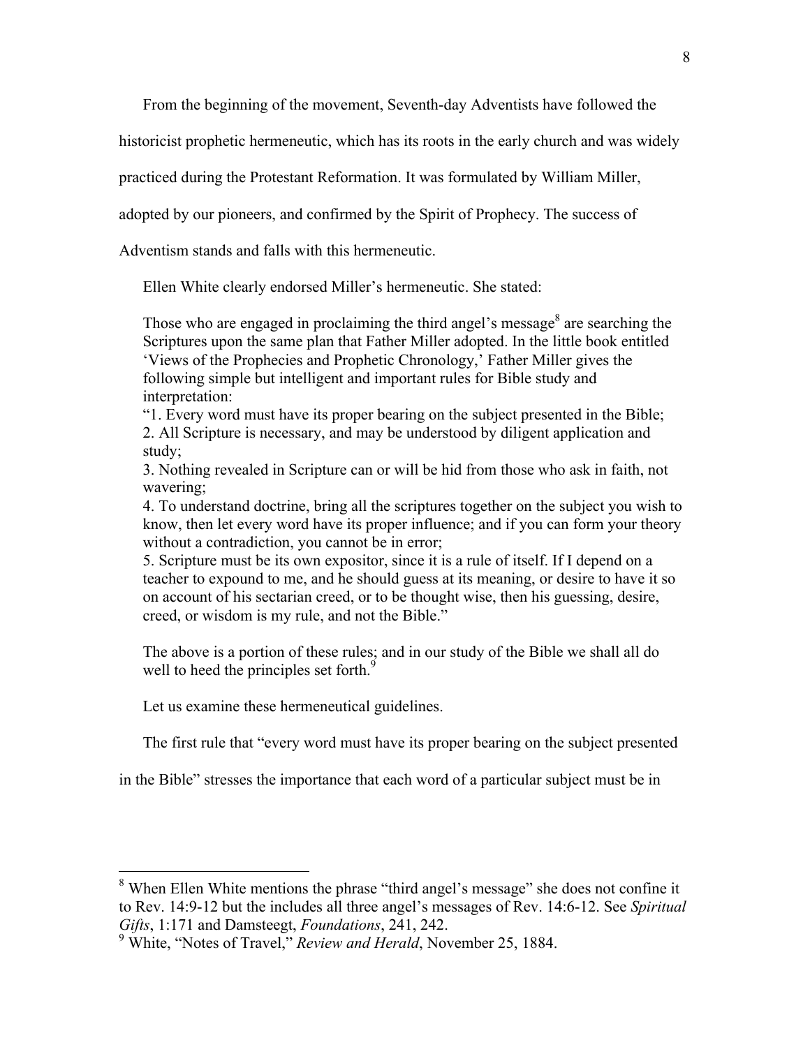From the beginning of the movement, Seventh-day Adventists have followed the historicist prophetic hermeneutic, which has its roots in the early church and was widely practiced during the Protestant Reformation. It was formulated by William Miller, adopted by our pioneers, and confirmed by the Spirit of Prophecy. The success of Adventism stands and falls with this hermeneutic.

Ellen White clearly endorsed Miller's hermeneutic. She stated:

> Those who are engaged in proclaiming the third angel's message[8] are searching the Scriptures upon the same plan that Father Miller adopted. In the little book entitled 'Views of the Prophecies and Prophetic Chronology,' Father Miller gives the following simple but intelligent and important rules for Bible study and interpretation:
> "1. Every word must have its proper bearing on the subject presented in the Bible;
> 2. All Scripture is necessary, and may be understood by diligent application and study;
> 3. Nothing revealed in Scripture can or will be hid from those who ask in faith, not wavering;
> 4. To understand doctrine, bring all the scriptures together on the subject you wish to know, then let every word have its proper influence; and if you can form your theory without a contradiction, you cannot be in error;
> 5. Scripture must be its own expositor, since it is a rule of itself. If I depend on a teacher to expound to me, and he should guess at its meaning, or desire to have it so on account of his sectarian creed, or to be thought wise, then his guessing, desire, creed, or wisdom is my rule, and not the Bible."
>
> The above is a portion of these rules; and in our study of the Bible we shall all do well to heed the principles set forth.[9]

Let us examine these hermeneutical guidelines.

The first rule that "every word must have its proper bearing on the subject presented in the Bible" stresses the importance that each word of a particular subject must be in

---

[8] When Ellen White mentions the phrase "third angel's message" she does not confine it to Rev. 14:9-12 but the includes all three angel's messages of Rev. 14:6-12. See *Spiritual Gifts*, 1:171 and Damsteegt, *Foundations*, 241, 242.

[9] White, "Notes of Travel," *Review and Herald*, November 25, 1884.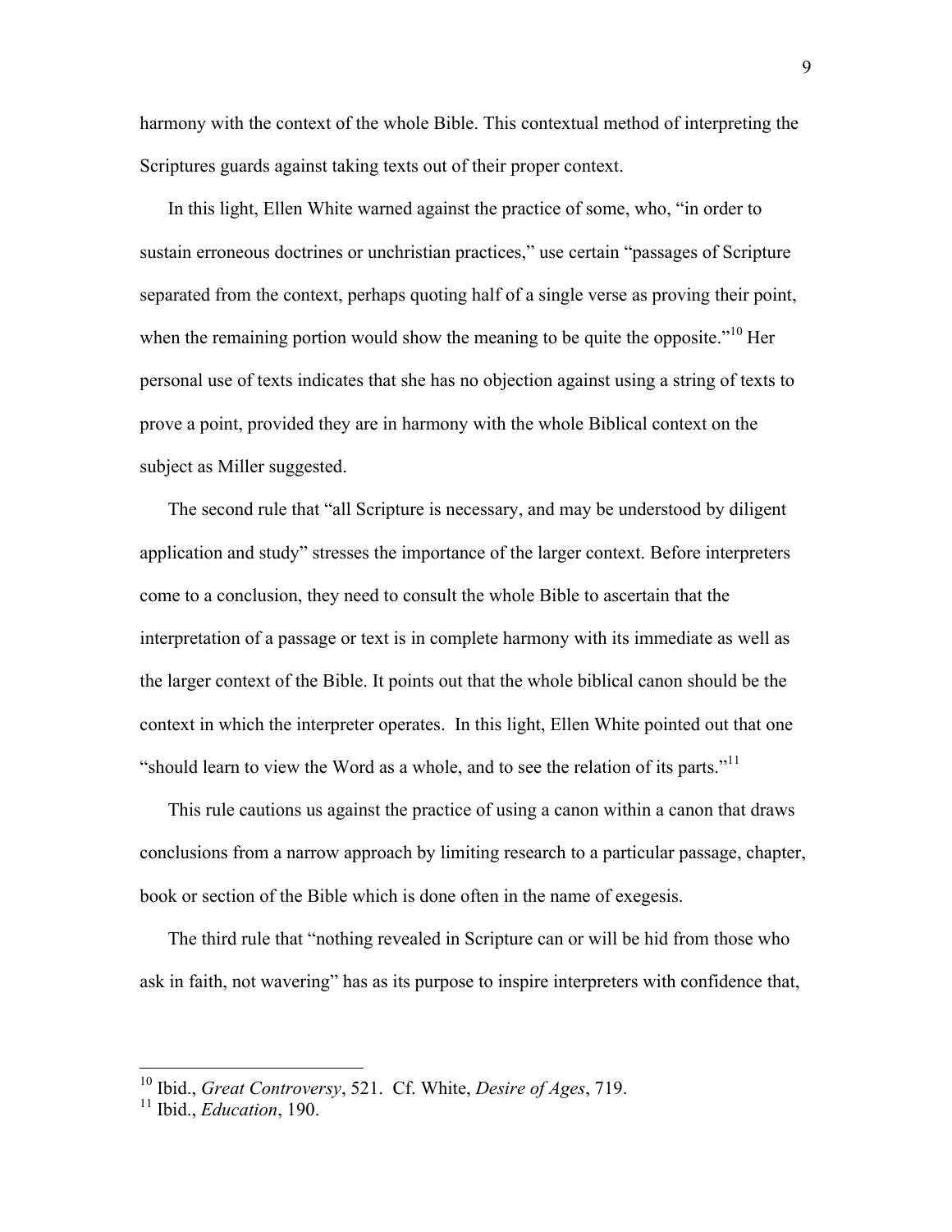harmony with the context of the whole Bible. This contextual method of interpreting the Scriptures guards against taking texts out of their proper context.

In this light, Ellen White warned against the practice of some, who, "in order to sustain erroneous doctrines or unchristian practices," use certain "passages of Scripture separated from the context, perhaps quoting half of a single verse as proving their point, when the remaining portion would show the meaning to be quite the opposite."[10] Her personal use of texts indicates that she has no objection against using a string of texts to prove a point, provided they are in harmony with the whole Biblical context on the subject as Miller suggested.

The second rule that "all Scripture is necessary, and may be understood by diligent application and study" stresses the importance of the larger context. Before interpreters come to a conclusion, they need to consult the whole Bible to ascertain that the interpretation of a passage or text is in complete harmony with its immediate as well as the larger context of the Bible. It points out that the whole biblical canon should be the context in which the interpreter operates. In this light, Ellen White pointed out that one "should learn to view the Word as a whole, and to see the relation of its parts."[11]

This rule cautions us against the practice of using a canon within a canon that draws conclusions from a narrow approach by limiting research to a particular passage, chapter, book or section of the Bible which is done often in the name of exegesis.

The third rule that "nothing revealed in Scripture can or will be hid from those who ask in faith, not wavering" has as its purpose to inspire interpreters with confidence that,

---

[10] Ibid., *Great Controversy*, 521. Cf. White, *Desire of Ages*, 719.

[11] Ibid., *Education*, 190.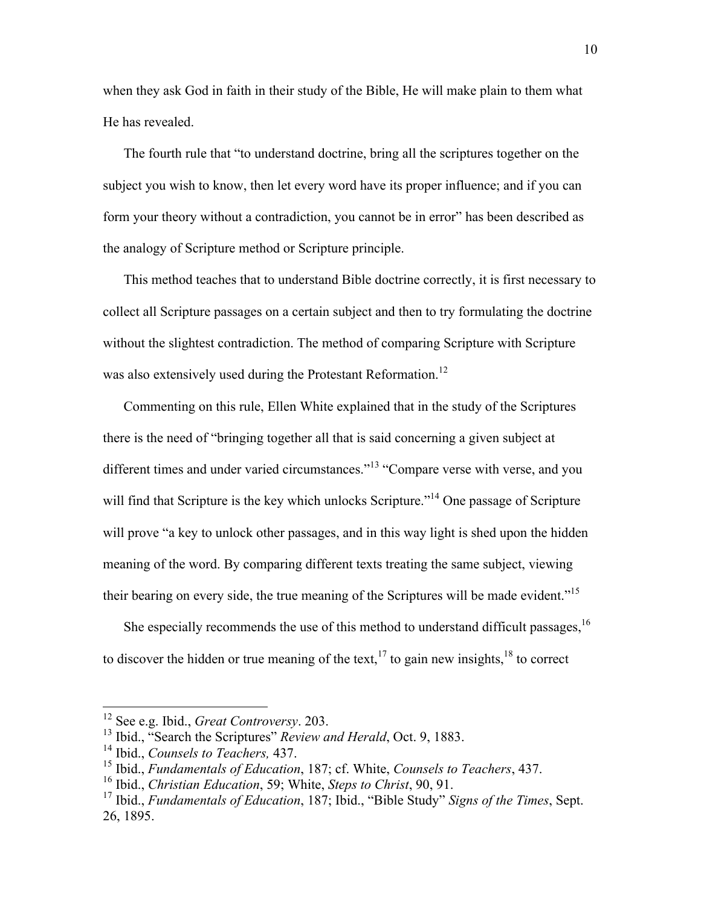when they ask God in faith in their study of the Bible, He will make plain to them what He has revealed.

The fourth rule that "to understand doctrine, bring all the scriptures together on the subject you wish to know, then let every word have its proper influence; and if you can form your theory without a contradiction, you cannot be in error" has been described as the analogy of Scripture method or Scripture principle.

This method teaches that to understand Bible doctrine correctly, it is first necessary to collect all Scripture passages on a certain subject and then to try formulating the doctrine without the slightest contradiction. The method of comparing Scripture with Scripture was also extensively used during the Protestant Reformation.[12]

Commenting on this rule, Ellen White explained that in the study of the Scriptures there is the need of "bringing together all that is said concerning a given subject at different times and under varied circumstances."[13] "Compare verse with verse, and you will find that Scripture is the key which unlocks Scripture."[14] One passage of Scripture will prove "a key to unlock other passages, and in this way light is shed upon the hidden meaning of the word. By comparing different texts treating the same subject, viewing their bearing on every side, the true meaning of the Scriptures will be made evident."[15]

She especially recommends the use of this method to understand difficult passages,[16] to discover the hidden or true meaning of the text,[17] to gain new insights,[18] to correct

---

[12] See e.g. Ibid., *Great Controversy*. 203.

[13] Ibid., "Search the Scriptures" *Review and Herald*, Oct. 9, 1883.

[14] Ibid., *Counsels to Teachers,* 437.

[15] Ibid., *Fundamentals of Education*, 187; cf. White, *Counsels to Teachers*, 437.

[16] Ibid., *Christian Education*, 59; White, *Steps to Christ*, 90, 91.

[17] Ibid., *Fundamentals of Education*, 187; Ibid., "Bible Study" *Signs of the Times*, Sept. 26, 1895.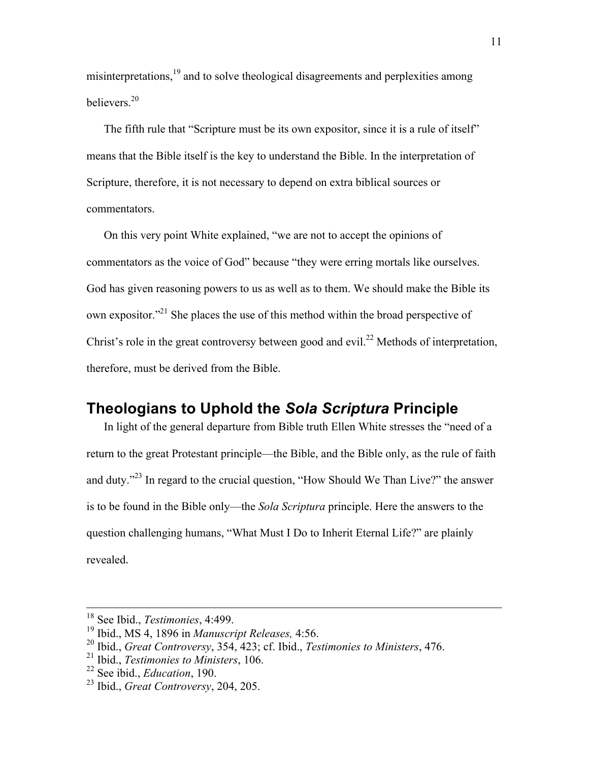misinterpretations,[19] and to solve theological disagreements and perplexities among believers.[20]

The fifth rule that "Scripture must be its own expositor, since it is a rule of itself" means that the Bible itself is the key to understand the Bible. In the interpretation of Scripture, therefore, it is not necessary to depend on extra biblical sources or commentators.

On this very point White explained, "we are not to accept the opinions of commentators as the voice of God" because "they were erring mortals like ourselves. God has given reasoning powers to us as well as to them. We should make the Bible its own expositor."[21] She places the use of this method within the broad perspective of Christ's role in the great controversy between good and evil.[22] Methods of interpretation, therefore, must be derived from the Bible.

## Theologians to Uphold the *Sola Scriptura* Principle

In light of the general departure from Bible truth Ellen White stresses the "need of a return to the great Protestant principle—the Bible, and the Bible only, as the rule of faith and duty."[23] In regard to the crucial question, "How Should We Than Live?" the answer is to be found in the Bible only—the *Sola Scriptura* principle. Here the answers to the question challenging humans, "What Must I Do to Inherit Eternal Life?" are plainly revealed.

---

[18] See Ibid., *Testimonies*, 4:499.
[19] Ibid., MS 4, 1896 in *Manuscript Releases,* 4:56.
[20] Ibid., *Great Controversy*, 354, 423; cf. Ibid., *Testimonies to Ministers*, 476.
[21] Ibid., *Testimonies to Ministers*, 106.
[22] See ibid., *Education*, 190.
[23] Ibid., *Great Controversy*, 204, 205.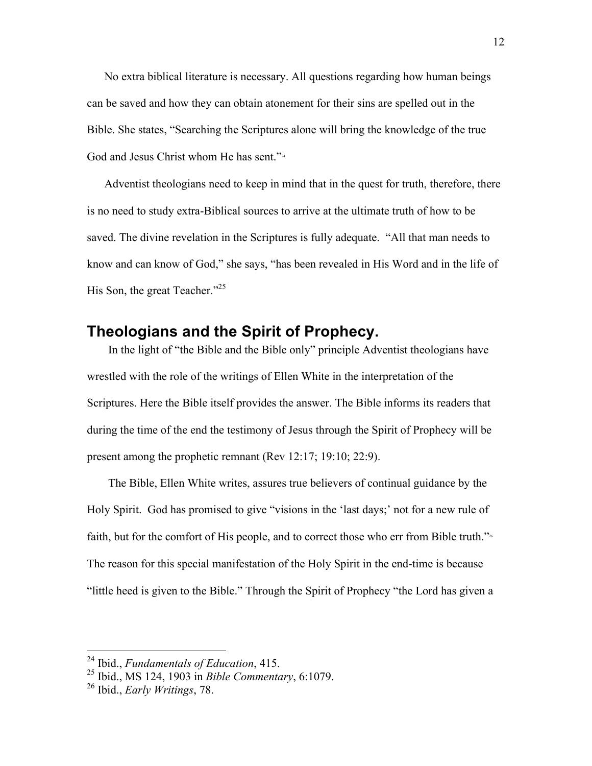No extra biblical literature is necessary. All questions regarding how human beings can be saved and how they can obtain atonement for their sins are spelled out in the Bible. She states, "Searching the Scriptures alone will bring the knowledge of the true God and Jesus Christ whom He has sent."[24]

Adventist theologians need to keep in mind that in the quest for truth, therefore, there is no need to study extra-Biblical sources to arrive at the ultimate truth of how to be saved. The divine revelation in the Scriptures is fully adequate. "All that man needs to know and can know of God," she says, "has been revealed in His Word and in the life of His Son, the great Teacher."[25]

## Theologians and the Spirit of Prophecy.

In the light of "the Bible and the Bible only" principle Adventist theologians have wrestled with the role of the writings of Ellen White in the interpretation of the Scriptures. Here the Bible itself provides the answer. The Bible informs its readers that during the time of the end the testimony of Jesus through the Spirit of Prophecy will be present among the prophetic remnant (Rev 12:17; 19:10; 22:9).

The Bible, Ellen White writes, assures true believers of continual guidance by the Holy Spirit. God has promised to give "visions in the 'last days;' not for a new rule of faith, but for the comfort of His people, and to correct those who err from Bible truth."[26] The reason for this special manifestation of the Holy Spirit in the end-time is because "little heed is given to the Bible." Through the Spirit of Prophecy "the Lord has given a

---

[24] Ibid., *Fundamentals of Education*, 415.

[25] Ibid., MS 124, 1903 in *Bible Commentary*, 6:1079.

[26] Ibid., *Early Writings*, 78.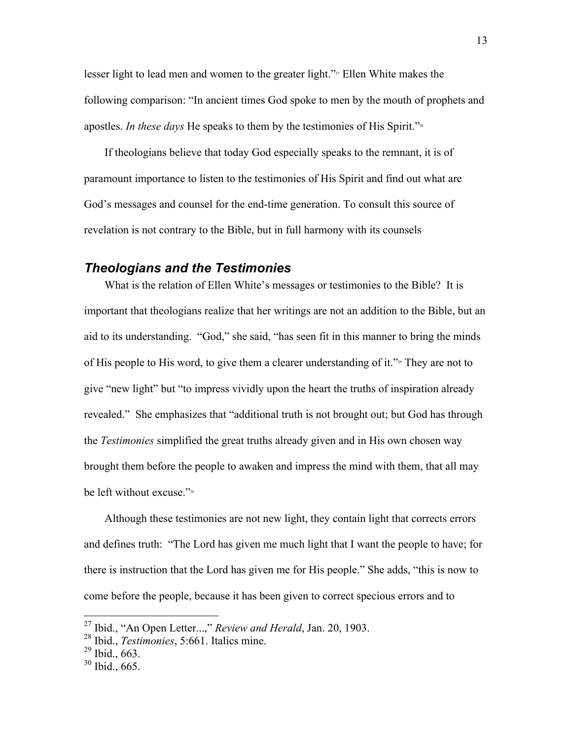lesser light to lead men and women to the greater light."[27] Ellen White makes the following comparison: "In ancient times God spoke to men by the mouth of prophets and apostles. *In these days* He speaks to them by the testimonies of His Spirit."[28]

If theologians believe that today God especially speaks to the remnant, it is of paramount importance to listen to the testimonies of His Spirit and find out what are God's messages and counsel for the end-time generation. To consult this source of revelation is not contrary to the Bible, but in full harmony with its counsels

## *Theologians and the Testimonies*

What is the relation of Ellen White's messages or testimonies to the Bible? It is important that theologians realize that her writings are not an addition to the Bible, but an aid to its understanding. "God," she said, "has seen fit in this manner to bring the minds of His people to His word, to give them a clearer understanding of it."[29] They are not to give "new light" but "to impress vividly upon the heart the truths of inspiration already revealed." She emphasizes that "additional truth is not brought out; but God has through the *Testimonies* simplified the great truths already given and in His own chosen way brought them before the people to awaken and impress the mind with them, that all may be left without excuse."[30]

Although these testimonies are not new light, they contain light that corrects errors and defines truth: "The Lord has given me much light that I want the people to have; for there is instruction that the Lord has given me for His people." She adds, "this is now to come before the people, because it has been given to correct specious errors and to

---

[27] Ibid., "An Open Letter...," *Review and Herald*, Jan. 20, 1903.
[28] Ibid., *Testimonies*, 5:661. Italics mine.
[29] Ibid., 663.
[30] Ibid., 665.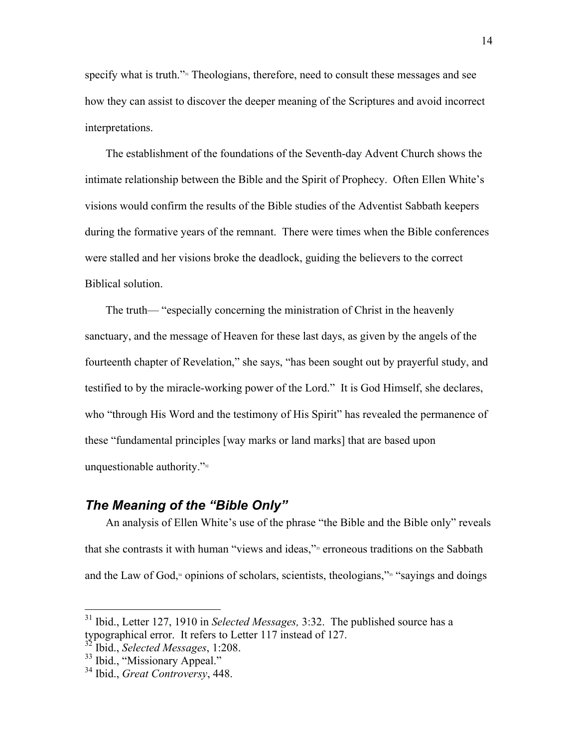specify what is truth."[31] Theologians, therefore, need to consult these messages and see how they can assist to discover the deeper meaning of the Scriptures and avoid incorrect interpretations.

The establishment of the foundations of the Seventh-day Advent Church shows the intimate relationship between the Bible and the Spirit of Prophecy. Often Ellen White's visions would confirm the results of the Bible studies of the Adventist Sabbath keepers during the formative years of the remnant. There were times when the Bible conferences were stalled and her visions broke the deadlock, guiding the believers to the correct Biblical solution.

The truth— "especially concerning the ministration of Christ in the heavenly sanctuary, and the message of Heaven for these last days, as given by the angels of the fourteenth chapter of Revelation," she says, "has been sought out by prayerful study, and testified to by the miracle-working power of the Lord." It is God Himself, she declares, who "through His Word and the testimony of His Spirit" has revealed the permanence of these "fundamental principles [way marks or land marks] that are based upon unquestionable authority."[32]

## *The Meaning of the "Bible Only"*

An analysis of Ellen White's use of the phrase "the Bible and the Bible only" reveals that she contrasts it with human "views and ideas,"[33] erroneous traditions on the Sabbath and the Law of God,[34] opinions of scholars, scientists, theologians,"[35] "sayings and doings

---

[31] Ibid., Letter 127, 1910 in *Selected Messages,* 3:32. The published source has a typographical error. It refers to Letter 117 instead of 127.

[32] Ibid., *Selected Messages*, 1:208.

[33] Ibid., "Missionary Appeal."

[34] Ibid., *Great Controversy*, 448.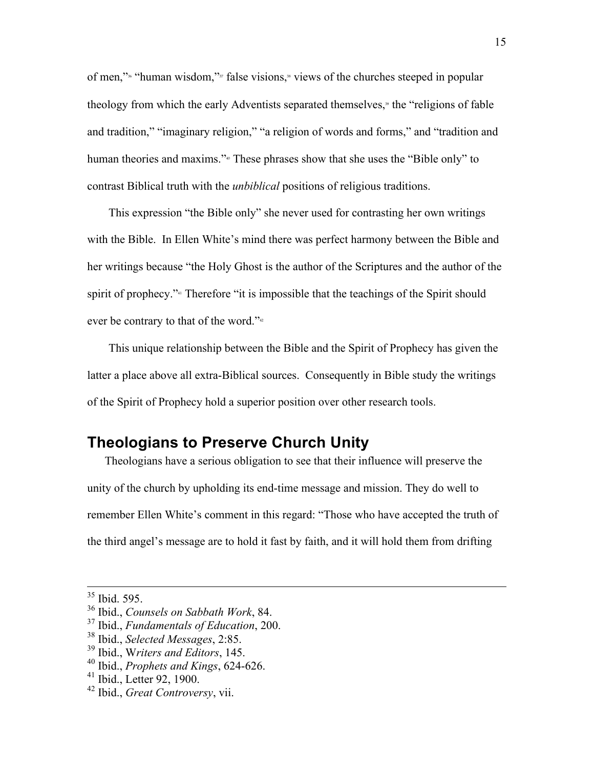of men,"[36] "human wisdom,"[37] false visions,[38] views of the churches steeped in popular theology from which the early Adventists separated themselves,[39] the "religions of fable and tradition," "imaginary religion," "a religion of words and forms," and "tradition and human theories and maxims."[40] These phrases show that she uses the "Bible only" to contrast Biblical truth with the *unbiblical* positions of religious traditions.

This expression "the Bible only" she never used for contrasting her own writings with the Bible. In Ellen White's mind there was perfect harmony between the Bible and her writings because "the Holy Ghost is the author of the Scriptures and the author of the spirit of prophecy."[41] Therefore "it is impossible that the teachings of the Spirit should ever be contrary to that of the word."[42]

This unique relationship between the Bible and the Spirit of Prophecy has given the latter a place above all extra-Biblical sources. Consequently in Bible study the writings of the Spirit of Prophecy hold a superior position over other research tools.

## Theologians to Preserve Church Unity

Theologians have a serious obligation to see that their influence will preserve the unity of the church by upholding its end-time message and mission. They do well to remember Ellen White's comment in this regard: "Those who have accepted the truth of the third angel's message are to hold it fast by faith, and it will hold them from drifting

---

[35] Ibid. 595.
[36] Ibid., *Counsels on Sabbath Work*, 84.
[37] Ibid., *Fundamentals of Education*, 200.
[38] Ibid., *Selected Messages*, 2:85.
[39] Ibid., W*riters and Editors*, 145.
[40] Ibid., *Prophets and Kings*, 624-626.
[41] Ibid., Letter 92, 1900.
[42] Ibid., *Great Controversy*, vii.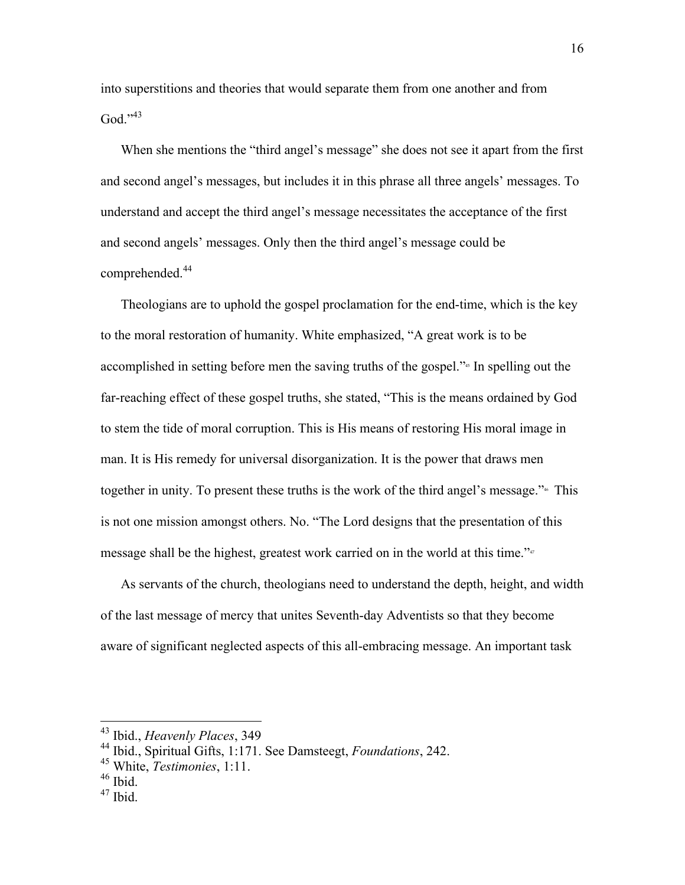into superstitions and theories that would separate them from one another and from God."[43]

When she mentions the "third angel's message" she does not see it apart from the first and second angel's messages, but includes it in this phrase all three angels' messages. To understand and accept the third angel's message necessitates the acceptance of the first and second angels' messages. Only then the third angel's message could be comprehended.[44]

Theologians are to uphold the gospel proclamation for the end-time, which is the key to the moral restoration of humanity. White emphasized, "A great work is to be accomplished in setting before men the saving truths of the gospel."[45] In spelling out the far-reaching effect of these gospel truths, she stated, "This is the means ordained by God to stem the tide of moral corruption. This is His means of restoring His moral image in man. It is His remedy for universal disorganization. It is the power that draws men together in unity. To present these truths is the work of the third angel's message."[46] This is not one mission amongst others. No. "The Lord designs that the presentation of this message shall be the highest, greatest work carried on in the world at this time."[47]

As servants of the church, theologians need to understand the depth, height, and width of the last message of mercy that unites Seventh-day Adventists so that they become aware of significant neglected aspects of this all-embracing message. An important task

---

[43] Ibid., *Heavenly Places*, 349

[44] Ibid., Spiritual Gifts, 1:171. See Damsteegt, *Foundations*, 242.

[45] White, *Testimonies*, 1:11.

[46] Ibid.

[47] Ibid.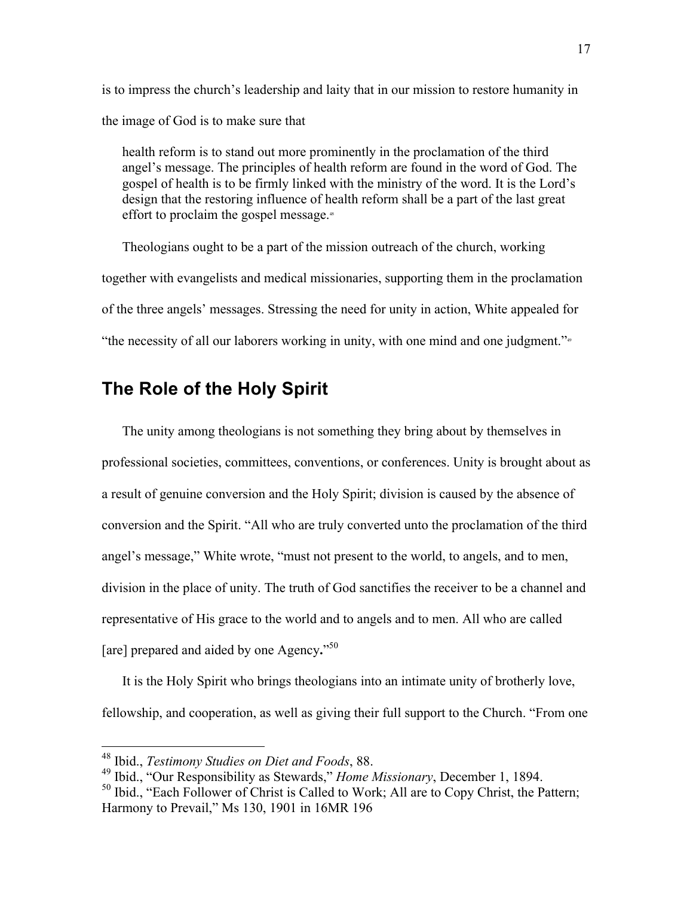is to impress the church's leadership and laity that in our mission to restore humanity in the image of God is to make sure that

> health reform is to stand out more prominently in the proclamation of the third angel's message. The principles of health reform are found in the word of God. The gospel of health is to be firmly linked with the ministry of the word. It is the Lord's design that the restoring influence of health reform shall be a part of the last great effort to proclaim the gospel message.[48]

Theologians ought to be a part of the mission outreach of the church, working together with evangelists and medical missionaries, supporting them in the proclamation of the three angels' messages. Stressing the need for unity in action, White appealed for "the necessity of all our laborers working in unity, with one mind and one judgment."[49]

## The Role of the Holy Spirit

The unity among theologians is not something they bring about by themselves in professional societies, committees, conventions, or conferences. Unity is brought about as a result of genuine conversion and the Holy Spirit; division is caused by the absence of conversion and the Spirit. "All who are truly converted unto the proclamation of the third angel's message," White wrote, "must not present to the world, to angels, and to men, division in the place of unity. The truth of God sanctifies the receiver to be a channel and representative of His grace to the world and to angels and to men. All who are called [are] prepared and aided by one Agency**.**"[50]

It is the Holy Spirit who brings theologians into an intimate unity of brotherly love, fellowship, and cooperation, as well as giving their full support to the Church. "From one

---

[48] Ibid., *Testimony Studies on Diet and Foods*, 88.

[49] Ibid., "Our Responsibility as Stewards," *Home Missionary*, December 1, 1894.

[50] Ibid., "Each Follower of Christ is Called to Work; All are to Copy Christ, the Pattern; Harmony to Prevail," Ms 130, 1901 in 16MR 196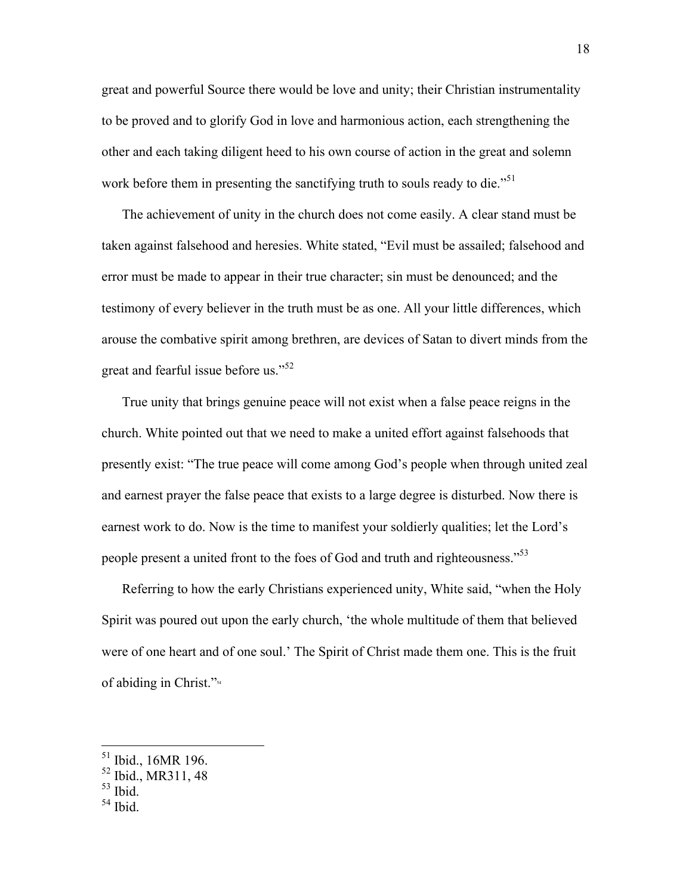great and powerful Source there would be love and unity; their Christian instrumentality to be proved and to glorify God in love and harmonious action, each strengthening the other and each taking diligent heed to his own course of action in the great and solemn work before them in presenting the sanctifying truth to souls ready to die."[51]

The achievement of unity in the church does not come easily. A clear stand must be taken against falsehood and heresies. White stated, "Evil must be assailed; falsehood and error must be made to appear in their true character; sin must be denounced; and the testimony of every believer in the truth must be as one. All your little differences, which arouse the combative spirit among brethren, are devices of Satan to divert minds from the great and fearful issue before us."[52]

True unity that brings genuine peace will not exist when a false peace reigns in the church. White pointed out that we need to make a united effort against falsehoods that presently exist: "The true peace will come among God's people when through united zeal and earnest prayer the false peace that exists to a large degree is disturbed. Now there is earnest work to do. Now is the time to manifest your soldierly qualities; let the Lord's people present a united front to the foes of God and truth and righteousness."[53]

Referring to how the early Christians experienced unity, White said, "when the Holy Spirit was poured out upon the early church, 'the whole multitude of them that believed were of one heart and of one soul.' The Spirit of Christ made them one. This is the fruit of abiding in Christ."[54]

---

[51] Ibid., 16MR 196.

[52] Ibid., MR311, 48

[53] Ibid.

[54] Ibid.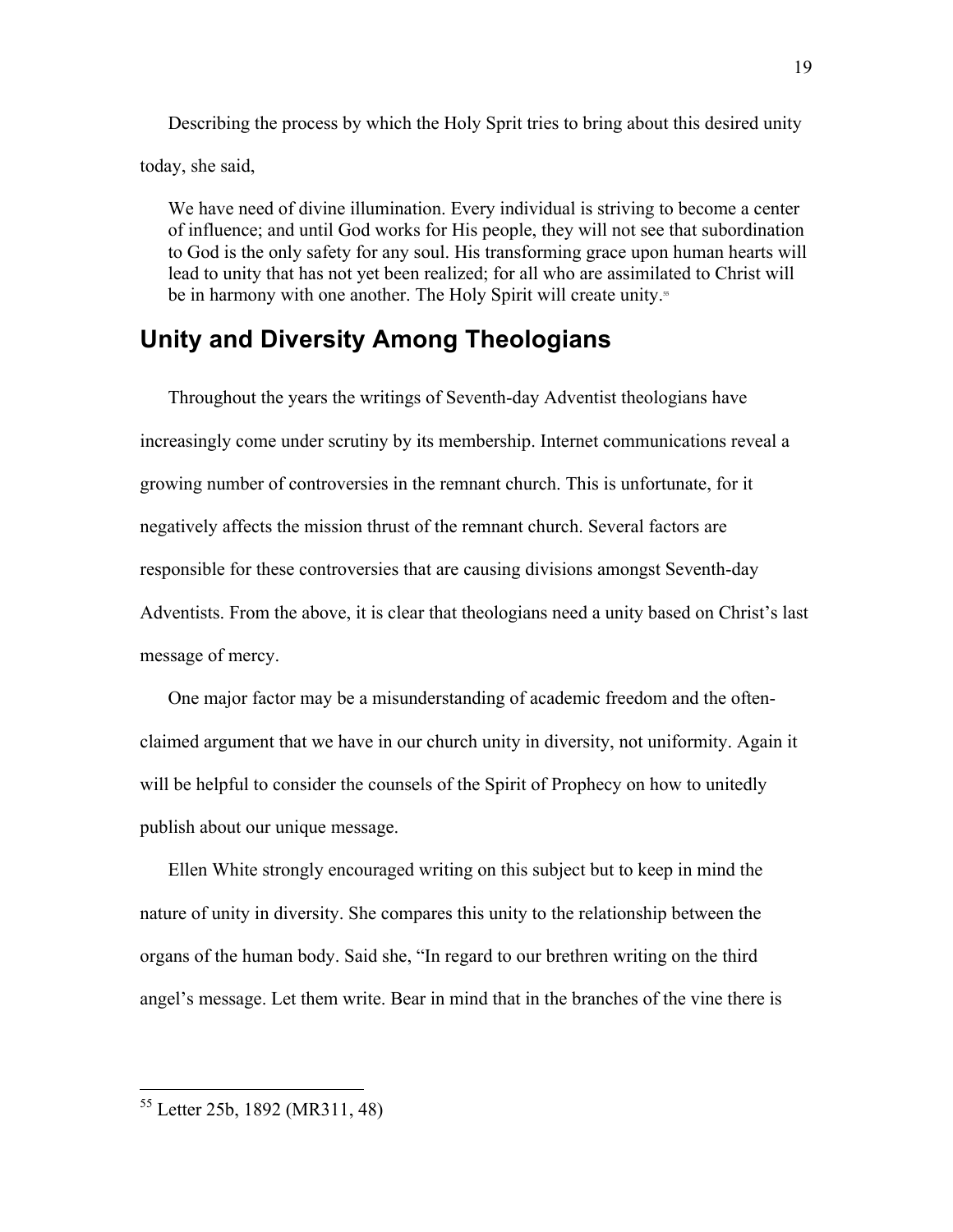Describing the process by which the Holy Sprit tries to bring about this desired unity today, she said,

> We have need of divine illumination. Every individual is striving to become a center of influence; and until God works for His people, they will not see that subordination to God is the only safety for any soul. His transforming grace upon human hearts will lead to unity that has not yet been realized; for all who are assimilated to Christ will be in harmony with one another. The Holy Spirit will create unity.[55]

## Unity and Diversity Among Theologians

Throughout the years the writings of Seventh-day Adventist theologians have increasingly come under scrutiny by its membership. Internet communications reveal a growing number of controversies in the remnant church. This is unfortunate, for it negatively affects the mission thrust of the remnant church. Several factors are responsible for these controversies that are causing divisions amongst Seventh-day Adventists. From the above, it is clear that theologians need a unity based on Christ's last message of mercy.

One major factor may be a misunderstanding of academic freedom and the often-claimed argument that we have in our church unity in diversity, not uniformity. Again it will be helpful to consider the counsels of the Spirit of Prophecy on how to unitedly publish about our unique message.

Ellen White strongly encouraged writing on this subject but to keep in mind the nature of unity in diversity. She compares this unity to the relationship between the organs of the human body. Said she, "In regard to our brethren writing on the third angel's message. Let them write. Bear in mind that in the branches of the vine there is

---

[55] Letter 25b, 1892 (MR311, 48)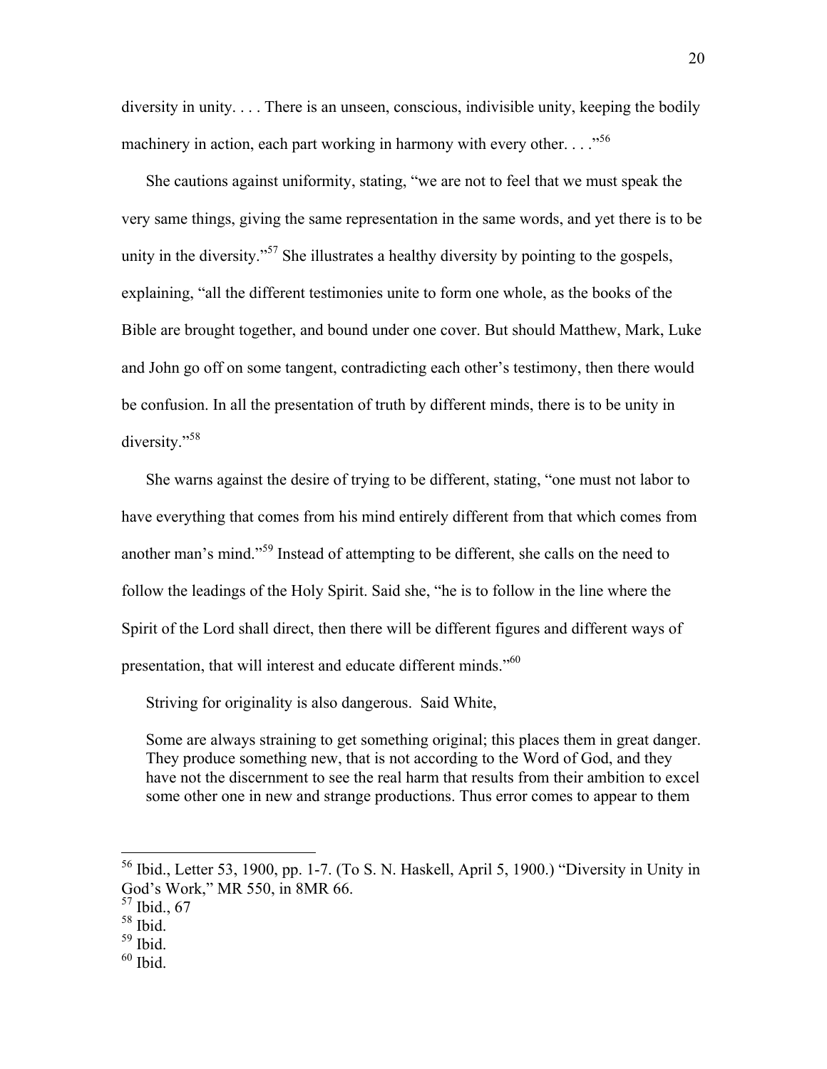diversity in unity. . . . There is an unseen, conscious, indivisible unity, keeping the bodily machinery in action, each part working in harmony with every other. . . ."[56]

She cautions against uniformity, stating, "we are not to feel that we must speak the very same things, giving the same representation in the same words, and yet there is to be unity in the diversity."[57] She illustrates a healthy diversity by pointing to the gospels, explaining, "all the different testimonies unite to form one whole, as the books of the Bible are brought together, and bound under one cover. But should Matthew, Mark, Luke and John go off on some tangent, contradicting each other's testimony, then there would be confusion. In all the presentation of truth by different minds, there is to be unity in diversity."[58]

She warns against the desire of trying to be different, stating, "one must not labor to have everything that comes from his mind entirely different from that which comes from another man's mind."[59] Instead of attempting to be different, she calls on the need to follow the leadings of the Holy Spirit. Said she, "he is to follow in the line where the Spirit of the Lord shall direct, then there will be different figures and different ways of presentation, that will interest and educate different minds."[60]

Striving for originality is also dangerous. Said White,

> Some are always straining to get something original; this places them in great danger. They produce something new, that is not according to the Word of God, and they have not the discernment to see the real harm that results from their ambition to excel some other one in new and strange productions. Thus error comes to appear to them

---

[56] Ibid., Letter 53, 1900, pp. 1-7. (To S. N. Haskell, April 5, 1900.) "Diversity in Unity in God's Work," MR 550, in 8MR 66.

[57] Ibid., 67

[58] Ibid.

[59] Ibid.

[60] Ibid.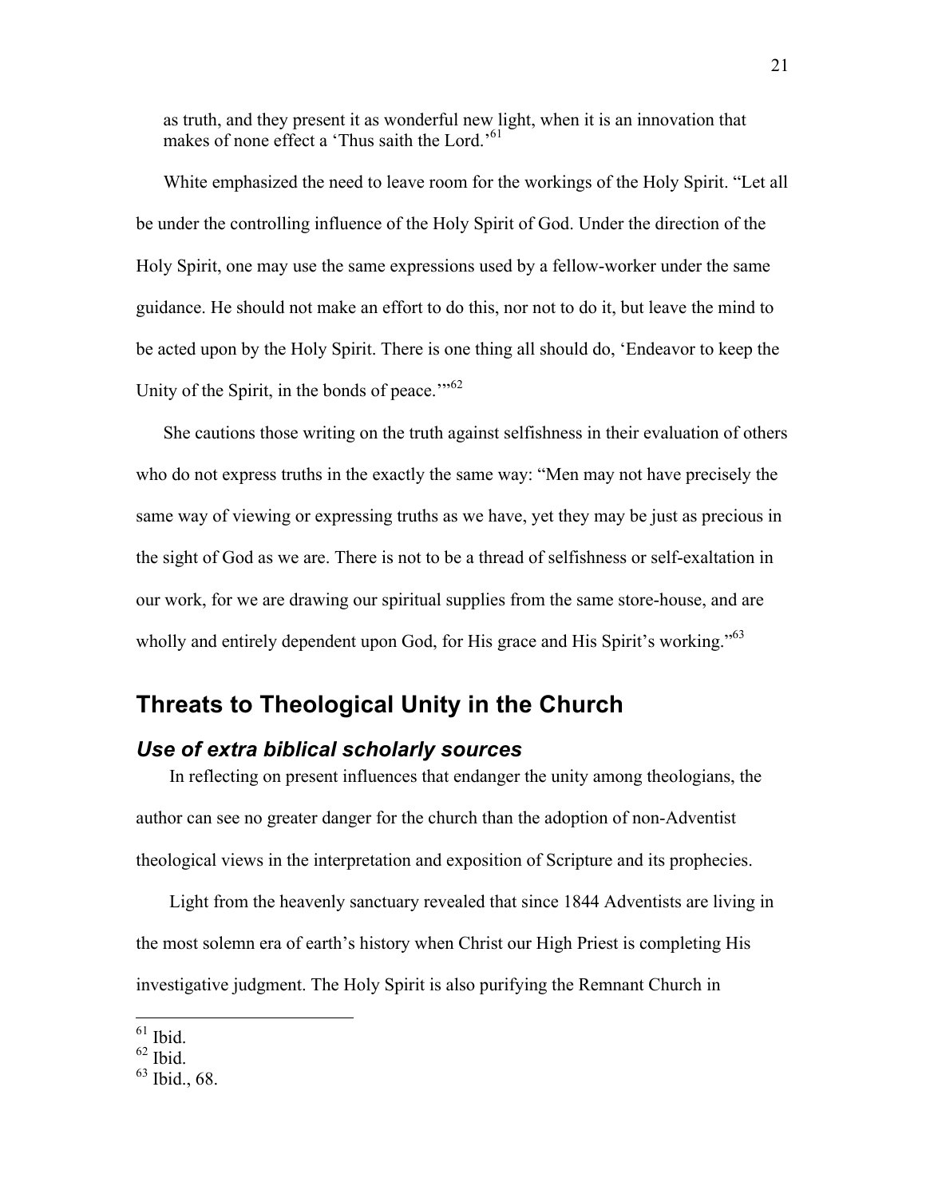> as truth, and they present it as wonderful new light, when it is an innovation that makes of none effect a 'Thus saith the Lord.'[61]

White emphasized the need to leave room for the workings of the Holy Spirit. "Let all be under the controlling influence of the Holy Spirit of God. Under the direction of the Holy Spirit, one may use the same expressions used by a fellow-worker under the same guidance. He should not make an effort to do this, nor not to do it, but leave the mind to be acted upon by the Holy Spirit. There is one thing all should do, 'Endeavor to keep the Unity of the Spirit, in the bonds of peace.'"[62]

She cautions those writing on the truth against selfishness in their evaluation of others who do not express truths in the exactly the same way: "Men may not have precisely the same way of viewing or expressing truths as we have, yet they may be just as precious in the sight of God as we are. There is not to be a thread of selfishness or self-exaltation in our work, for we are drawing our spiritual supplies from the same store-house, and are wholly and entirely dependent upon God, for His grace and His Spirit's working."[63]

## Threats to Theological Unity in the Church

### *Use of extra biblical scholarly sources*

In reflecting on present influences that endanger the unity among theologians, the author can see no greater danger for the church than the adoption of non-Adventist theological views in the interpretation and exposition of Scripture and its prophecies.

Light from the heavenly sanctuary revealed that since 1844 Adventists are living in the most solemn era of earth's history when Christ our High Priest is completing His investigative judgment. The Holy Spirit is also purifying the Remnant Church in

---

[61] Ibid.

[62] Ibid.

[63] Ibid., 68.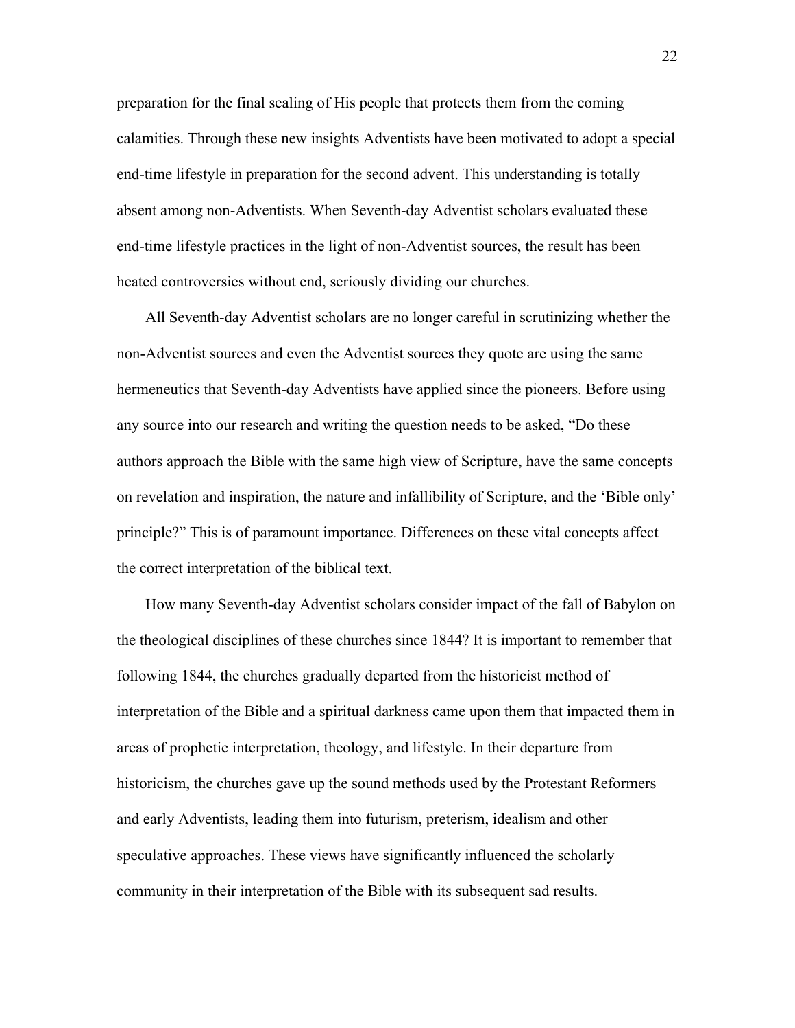preparation for the final sealing of His people that protects them from the coming calamities. Through these new insights Adventists have been motivated to adopt a special end-time lifestyle in preparation for the second advent. This understanding is totally absent among non-Adventists. When Seventh-day Adventist scholars evaluated these end-time lifestyle practices in the light of non-Adventist sources, the result has been heated controversies without end, seriously dividing our churches.

All Seventh-day Adventist scholars are no longer careful in scrutinizing whether the non-Adventist sources and even the Adventist sources they quote are using the same hermeneutics that Seventh-day Adventists have applied since the pioneers. Before using any source into our research and writing the question needs to be asked, "Do these authors approach the Bible with the same high view of Scripture, have the same concepts on revelation and inspiration, the nature and infallibility of Scripture, and the 'Bible only' principle?" This is of paramount importance. Differences on these vital concepts affect the correct interpretation of the biblical text.

How many Seventh-day Adventist scholars consider impact of the fall of Babylon on the theological disciplines of these churches since 1844? It is important to remember that following 1844, the churches gradually departed from the historicist method of interpretation of the Bible and a spiritual darkness came upon them that impacted them in areas of prophetic interpretation, theology, and lifestyle. In their departure from historicism, the churches gave up the sound methods used by the Protestant Reformers and early Adventists, leading them into futurism, preterism, idealism and other speculative approaches. These views have significantly influenced the scholarly community in their interpretation of the Bible with its subsequent sad results.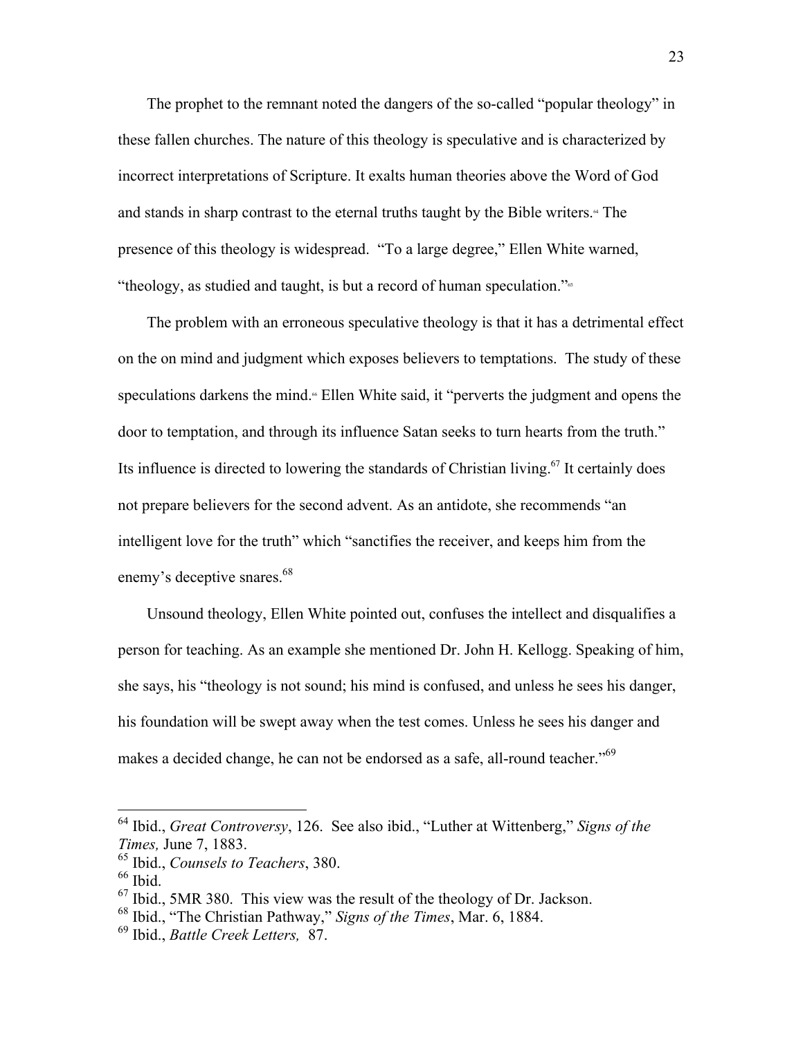The prophet to the remnant noted the dangers of the so-called "popular theology" in these fallen churches. The nature of this theology is speculative and is characterized by incorrect interpretations of Scripture. It exalts human theories above the Word of God and stands in sharp contrast to the eternal truths taught by the Bible writers.[64] The presence of this theology is widespread. "To a large degree," Ellen White warned, "theology, as studied and taught, is but a record of human speculation."[65]

The problem with an erroneous speculative theology is that it has a detrimental effect on the on mind and judgment which exposes believers to temptations. The study of these speculations darkens the mind.[66] Ellen White said, it "perverts the judgment and opens the door to temptation, and through its influence Satan seeks to turn hearts from the truth." Its influence is directed to lowering the standards of Christian living.[67] It certainly does not prepare believers for the second advent. As an antidote, she recommends "an intelligent love for the truth" which "sanctifies the receiver, and keeps him from the enemy's deceptive snares.[68]

Unsound theology, Ellen White pointed out, confuses the intellect and disqualifies a person for teaching. As an example she mentioned Dr. John H. Kellogg. Speaking of him, she says, his "theology is not sound; his mind is confused, and unless he sees his danger, his foundation will be swept away when the test comes. Unless he sees his danger and makes a decided change, he can not be endorsed as a safe, all-round teacher."[69]

---

[64] Ibid., *Great Controversy*, 126. See also ibid., "Luther at Wittenberg," *Signs of the Times,* June 7, 1883.

[65] Ibid., *Counsels to Teachers*, 380.

[66] Ibid.

[67] Ibid., 5MR 380. This view was the result of the theology of Dr. Jackson.

[68] Ibid., "The Christian Pathway," *Signs of the Times*, Mar. 6, 1884.

[69] Ibid., *Battle Creek Letters,* 87.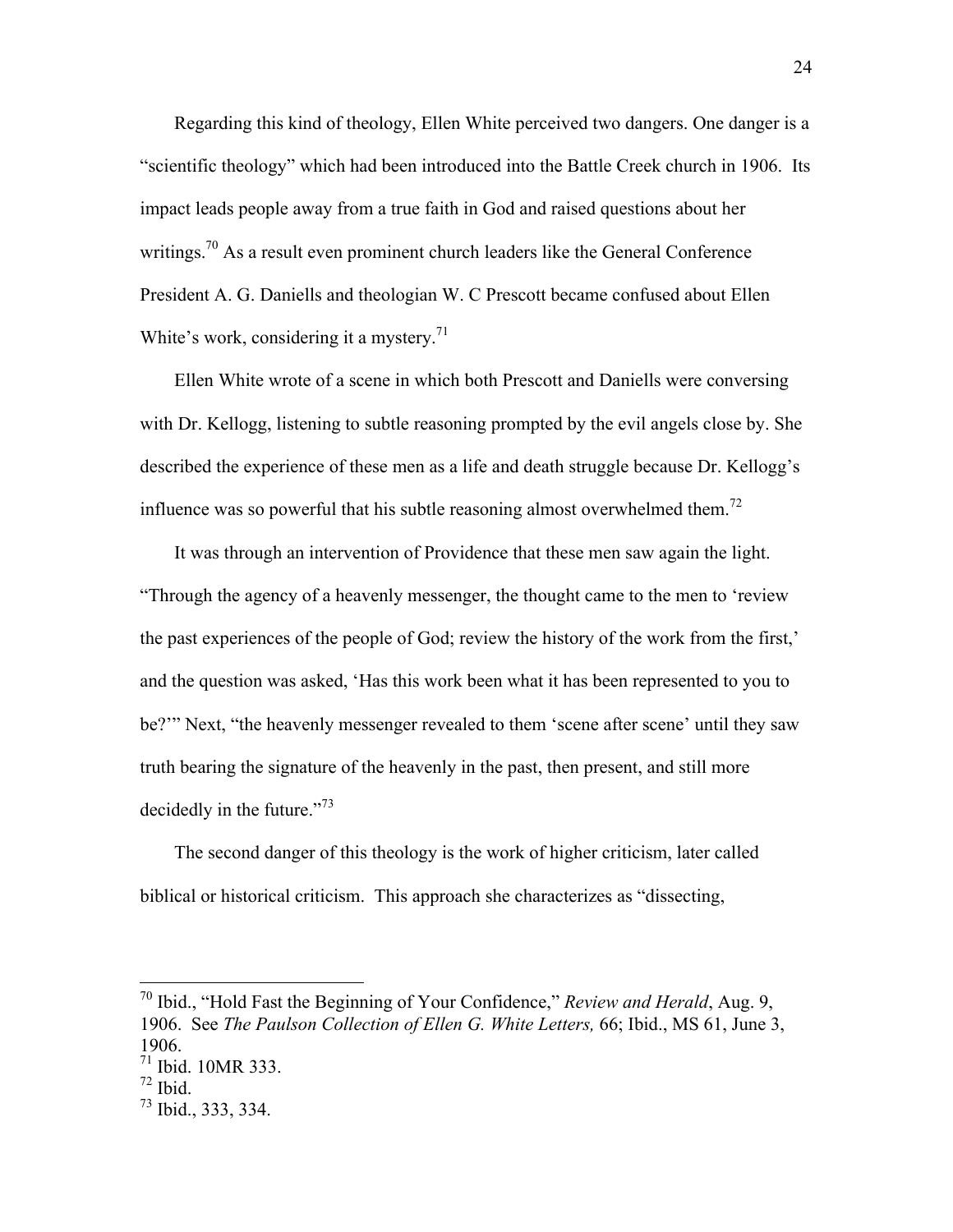Regarding this kind of theology, Ellen White perceived two dangers. One danger is a "scientific theology" which had been introduced into the Battle Creek church in 1906. Its impact leads people away from a true faith in God and raised questions about her writings.[70] As a result even prominent church leaders like the General Conference President A. G. Daniells and theologian W. C Prescott became confused about Ellen White's work, considering it a mystery.[71]

Ellen White wrote of a scene in which both Prescott and Daniells were conversing with Dr. Kellogg, listening to subtle reasoning prompted by the evil angels close by. She described the experience of these men as a life and death struggle because Dr. Kellogg's influence was so powerful that his subtle reasoning almost overwhelmed them.[72]

It was through an intervention of Providence that these men saw again the light. "Through the agency of a heavenly messenger, the thought came to the men to 'review the past experiences of the people of God; review the history of the work from the first,' and the question was asked, 'Has this work been what it has been represented to you to be?'" Next, "the heavenly messenger revealed to them 'scene after scene' until they saw truth bearing the signature of the heavenly in the past, then present, and still more decidedly in the future."[73]

The second danger of this theology is the work of higher criticism, later called biblical or historical criticism. This approach she characterizes as "dissecting,

---

[70] Ibid., "Hold Fast the Beginning of Your Confidence," *Review and Herald*, Aug. 9, 1906. See *The Paulson Collection of Ellen G. White Letters,* 66; Ibid., MS 61, June 3, 1906.

[71] Ibid. 10MR 333.

[72] Ibid.

[73] Ibid., 333, 334.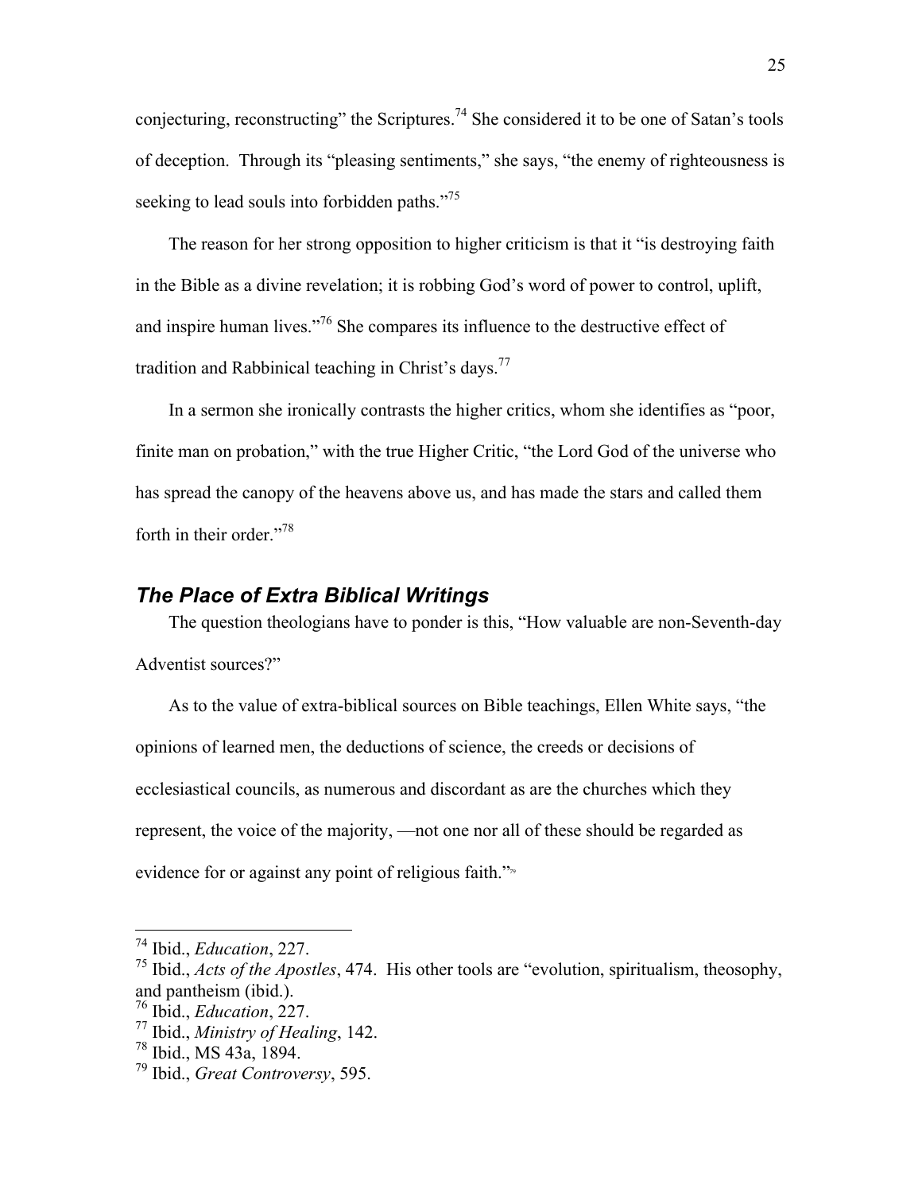conjecturing, reconstructing" the Scriptures.[74] She considered it to be one of Satan's tools of deception. Through its "pleasing sentiments," she says, "the enemy of righteousness is seeking to lead souls into forbidden paths."[75]

The reason for her strong opposition to higher criticism is that it "is destroying faith in the Bible as a divine revelation; it is robbing God's word of power to control, uplift, and inspire human lives."[76] She compares its influence to the destructive effect of tradition and Rabbinical teaching in Christ's days.[77]

In a sermon she ironically contrasts the higher critics, whom she identifies as "poor, finite man on probation," with the true Higher Critic, "the Lord God of the universe who has spread the canopy of the heavens above us, and has made the stars and called them forth in their order."[78]

## *The Place of Extra Biblical Writings*

The question theologians have to ponder is this, "How valuable are non-Seventh-day Adventist sources?"

As to the value of extra-biblical sources on Bible teachings, Ellen White says, "the opinions of learned men, the deductions of science, the creeds or decisions of ecclesiastical councils, as numerous and discordant as are the churches which they represent, the voice of the majority, —not one nor all of these should be regarded as evidence for or against any point of religious faith."[79]

---

[74] Ibid., *Education*, 227.
[75] Ibid., *Acts of the Apostles*, 474. His other tools are "evolution, spiritualism, theosophy, and pantheism (ibid.).
[76] Ibid., *Education*, 227.
[77] Ibid., *Ministry of Healing*, 142.
[78] Ibid., MS 43a, 1894.
[79] Ibid., *Great Controversy*, 595.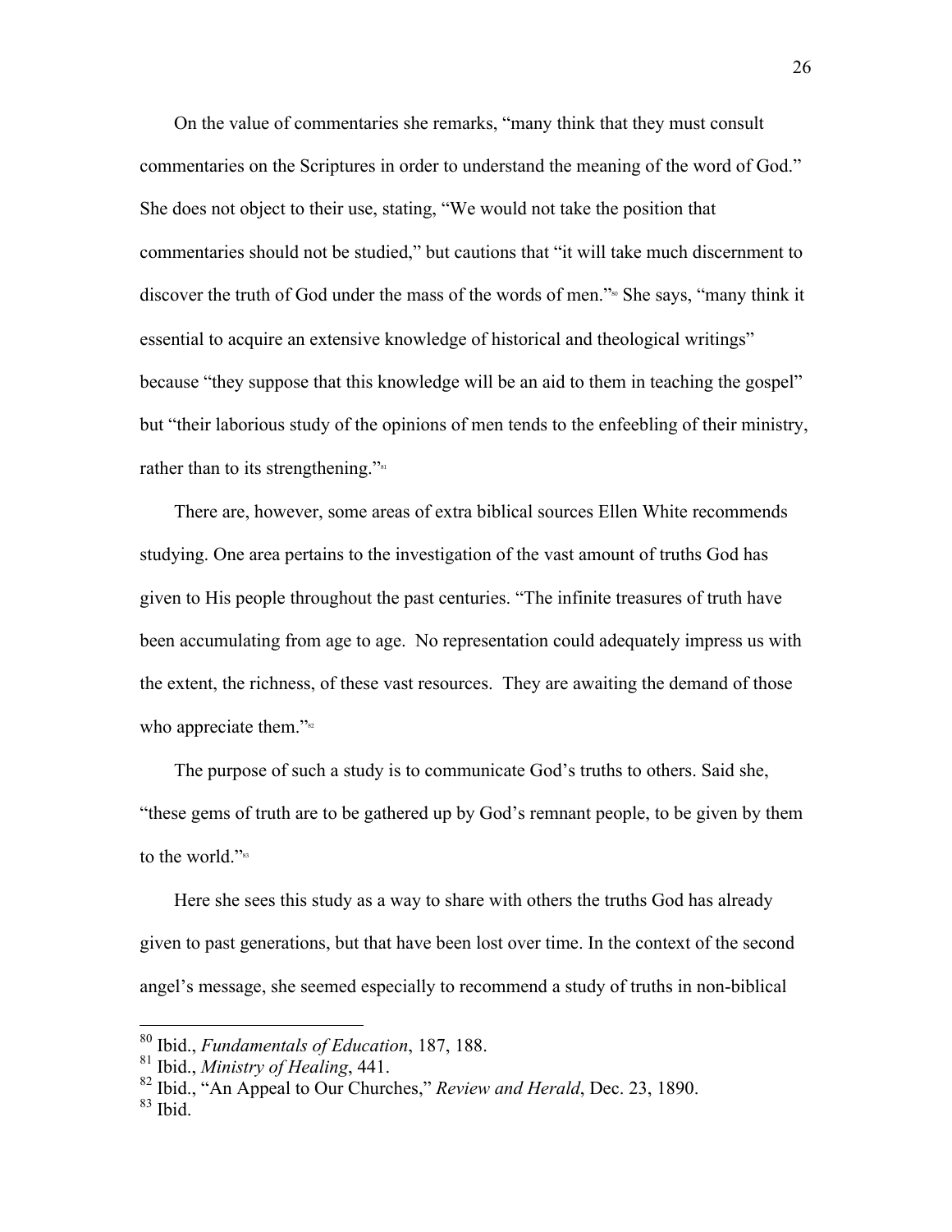On the value of commentaries she remarks, "many think that they must consult commentaries on the Scriptures in order to understand the meaning of the word of God." She does not object to their use, stating, "We would not take the position that commentaries should not be studied," but cautions that "it will take much discernment to discover the truth of God under the mass of the words of men."[80] She says, "many think it essential to acquire an extensive knowledge of historical and theological writings" because "they suppose that this knowledge will be an aid to them in teaching the gospel" but "their laborious study of the opinions of men tends to the enfeebling of their ministry, rather than to its strengthening."[81]

There are, however, some areas of extra biblical sources Ellen White recommends studying. One area pertains to the investigation of the vast amount of truths God has given to His people throughout the past centuries. "The infinite treasures of truth have been accumulating from age to age. No representation could adequately impress us with the extent, the richness, of these vast resources. They are awaiting the demand of those who appreciate them."[82]

The purpose of such a study is to communicate God's truths to others. Said she, "these gems of truth are to be gathered up by God's remnant people, to be given by them to the world."[83]

Here she sees this study as a way to share with others the truths God has already given to past generations, but that have been lost over time. In the context of the second angel's message, she seemed especially to recommend a study of truths in non-biblical

---

[80] Ibid., *Fundamentals of Education*, 187, 188.
[81] Ibid., *Ministry of Healing*, 441.
[82] Ibid., "An Appeal to Our Churches," *Review and Herald*, Dec. 23, 1890.
[83] Ibid.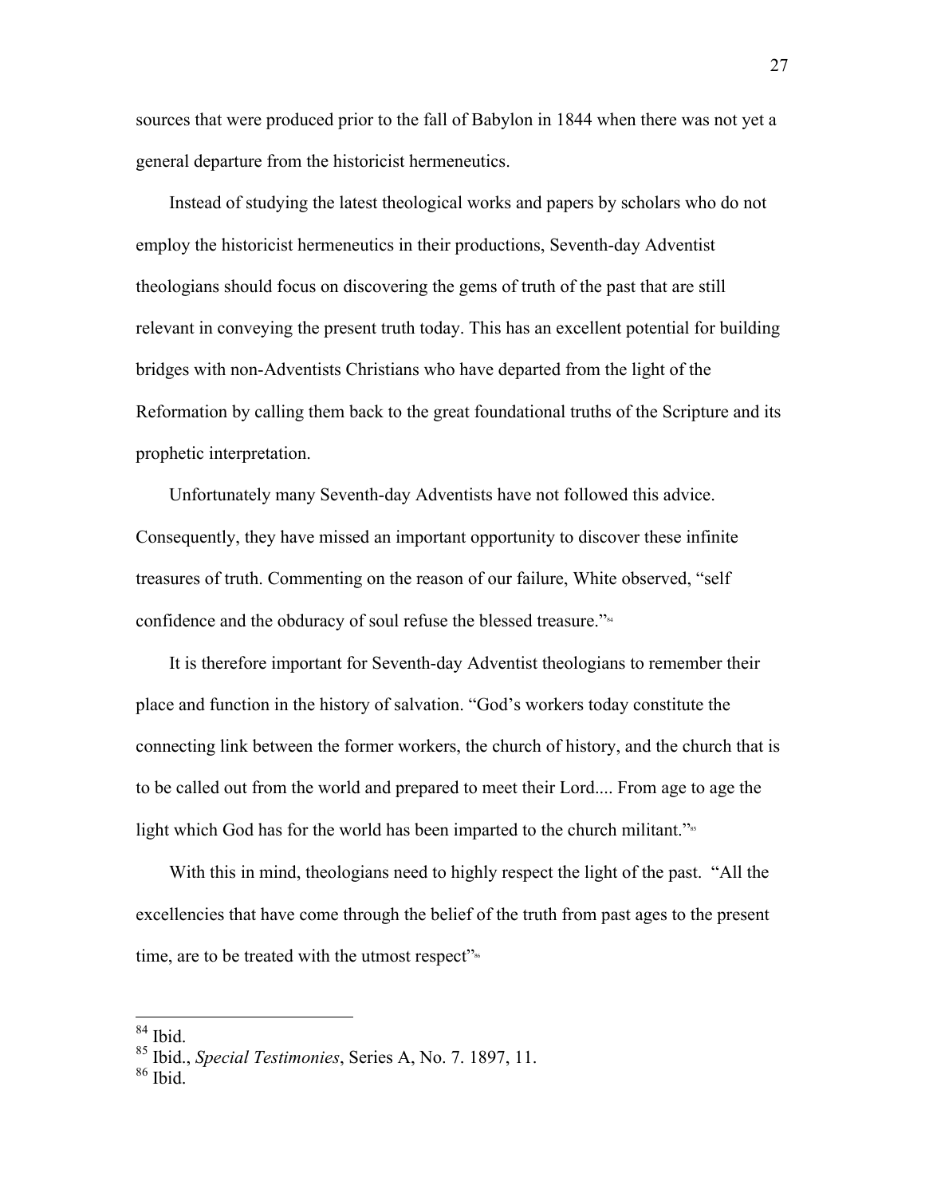sources that were produced prior to the fall of Babylon in 1844 when there was not yet a general departure from the historicist hermeneutics.

Instead of studying the latest theological works and papers by scholars who do not employ the historicist hermeneutics in their productions, Seventh-day Adventist theologians should focus on discovering the gems of truth of the past that are still relevant in conveying the present truth today. This has an excellent potential for building bridges with non-Adventists Christians who have departed from the light of the Reformation by calling them back to the great foundational truths of the Scripture and its prophetic interpretation.

Unfortunately many Seventh-day Adventists have not followed this advice. Consequently, they have missed an important opportunity to discover these infinite treasures of truth. Commenting on the reason of our failure, White observed, "self confidence and the obduracy of soul refuse the blessed treasure."[84]

It is therefore important for Seventh-day Adventist theologians to remember their place and function in the history of salvation. "God's workers today constitute the connecting link between the former workers, the church of history, and the church that is to be called out from the world and prepared to meet their Lord.... From age to age the light which God has for the world has been imparted to the church militant."[85]

With this in mind, theologians need to highly respect the light of the past. "All the excellencies that have come through the belief of the truth from past ages to the present time, are to be treated with the utmost respect"[86]

---

[84] Ibid.

[85] Ibid., *Special Testimonies*, Series A, No. 7. 1897, 11.

[86] Ibid.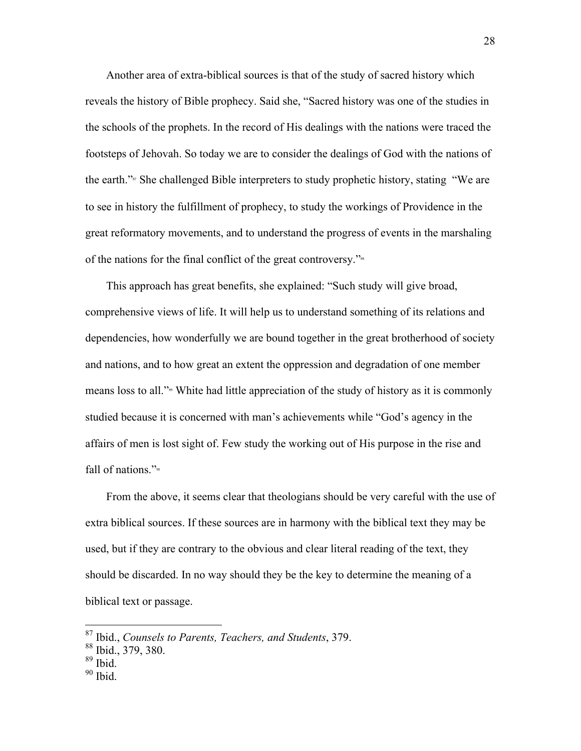Another area of extra-biblical sources is that of the study of sacred history which reveals the history of Bible prophecy. Said she, "Sacred history was one of the studies in the schools of the prophets. In the record of His dealings with the nations were traced the footsteps of Jehovah. So today we are to consider the dealings of God with the nations of the earth."[87] She challenged Bible interpreters to study prophetic history, stating "We are to see in history the fulfillment of prophecy, to study the workings of Providence in the great reformatory movements, and to understand the progress of events in the marshaling of the nations for the final conflict of the great controversy."[88]

This approach has great benefits, she explained: "Such study will give broad, comprehensive views of life. It will help us to understand something of its relations and dependencies, how wonderfully we are bound together in the great brotherhood of society and nations, and to how great an extent the oppression and degradation of one member means loss to all."[89] White had little appreciation of the study of history as it is commonly studied because it is concerned with man's achievements while "God's agency in the affairs of men is lost sight of. Few study the working out of His purpose in the rise and fall of nations."[90]

From the above, it seems clear that theologians should be very careful with the use of extra biblical sources. If these sources are in harmony with the biblical text they may be used, but if they are contrary to the obvious and clear literal reading of the text, they should be discarded. In no way should they be the key to determine the meaning of a biblical text or passage.

---

[87] Ibid., *Counsels to Parents, Teachers, and Students*, 379.
[88] Ibid., 379, 380.
[89] Ibid.
[90] Ibid.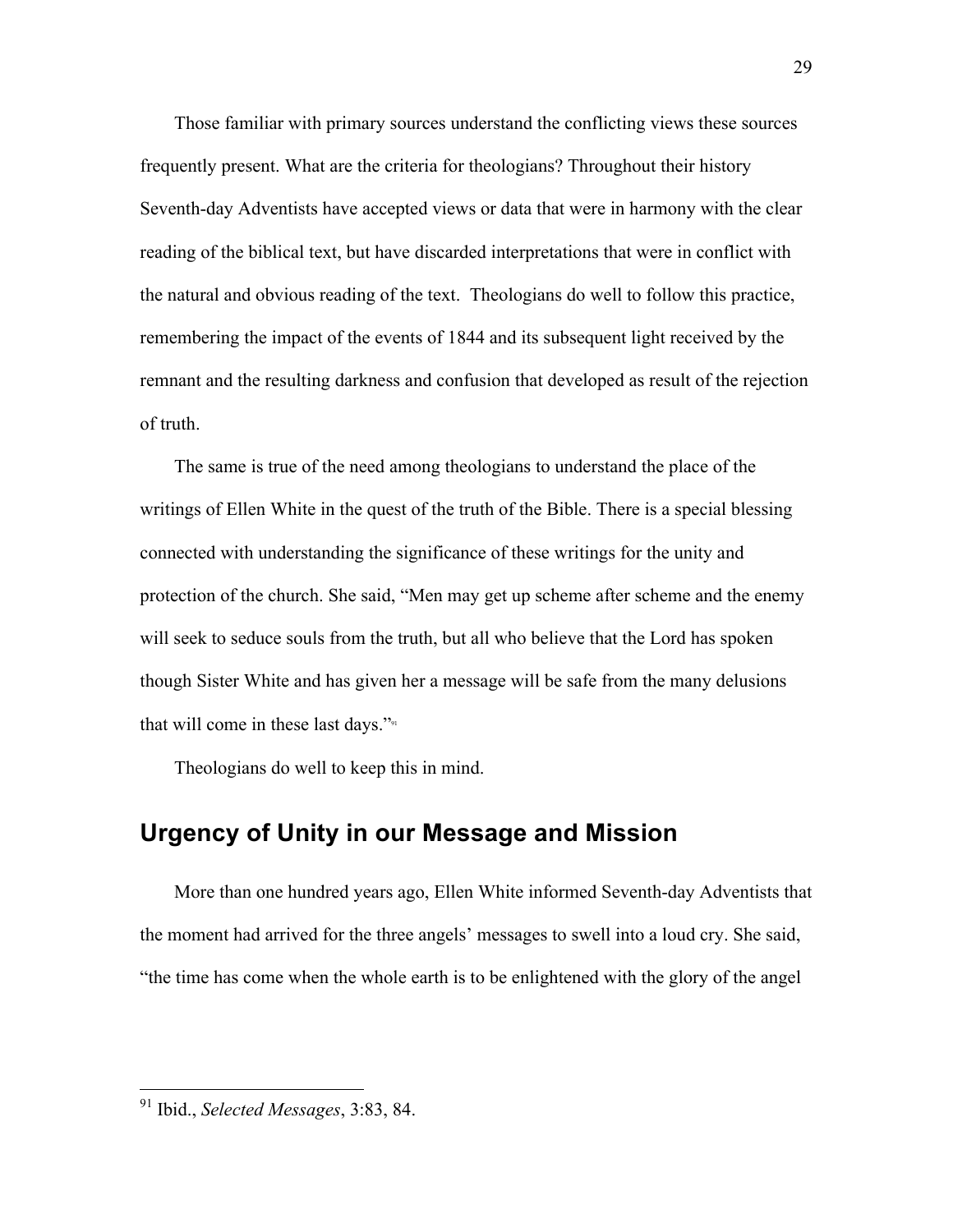Those familiar with primary sources understand the conflicting views these sources frequently present. What are the criteria for theologians? Throughout their history Seventh-day Adventists have accepted views or data that were in harmony with the clear reading of the biblical text, but have discarded interpretations that were in conflict with the natural and obvious reading of the text. Theologians do well to follow this practice, remembering the impact of the events of 1844 and its subsequent light received by the remnant and the resulting darkness and confusion that developed as result of the rejection of truth.

The same is true of the need among theologians to understand the place of the writings of Ellen White in the quest of the truth of the Bible. There is a special blessing connected with understanding the significance of these writings for the unity and protection of the church. She said, "Men may get up scheme after scheme and the enemy will seek to seduce souls from the truth, but all who believe that the Lord has spoken though Sister White and has given her a message will be safe from the many delusions that will come in these last days."[91]

Theologians do well to keep this in mind.

## Urgency of Unity in our Message and Mission

More than one hundred years ago, Ellen White informed Seventh-day Adventists that the moment had arrived for the three angels' messages to swell into a loud cry. She said, "the time has come when the whole earth is to be enlightened with the glory of the angel

---

[91] Ibid., *Selected Messages*, 3:83, 84.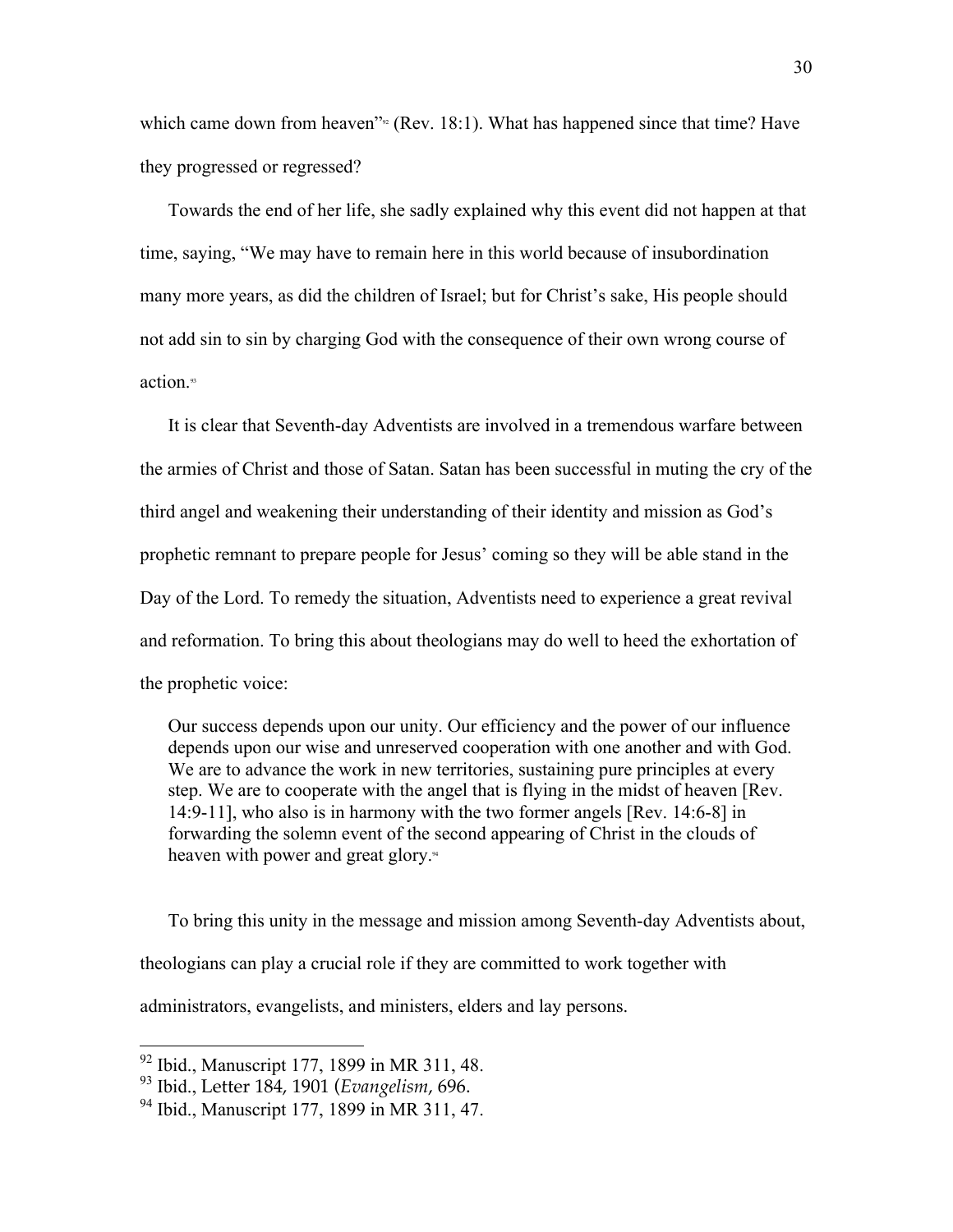which came down from heaven"[92] (Rev. 18:1). What has happened since that time? Have they progressed or regressed?

Towards the end of her life, she sadly explained why this event did not happen at that time, saying, "We may have to remain here in this world because of insubordination many more years, as did the children of Israel; but for Christ's sake, His people should not add sin to sin by charging God with the consequence of their own wrong course of action.[93]

It is clear that Seventh-day Adventists are involved in a tremendous warfare between the armies of Christ and those of Satan. Satan has been successful in muting the cry of the third angel and weakening their understanding of their identity and mission as God's prophetic remnant to prepare people for Jesus' coming so they will be able stand in the Day of the Lord. To remedy the situation, Adventists need to experience a great revival and reformation. To bring this about theologians may do well to heed the exhortation of the prophetic voice:

> Our success depends upon our unity. Our efficiency and the power of our influence depends upon our wise and unreserved cooperation with one another and with God. We are to advance the work in new territories, sustaining pure principles at every step. We are to cooperate with the angel that is flying in the midst of heaven [Rev. 14:9-11], who also is in harmony with the two former angels [Rev. 14:6-8] in forwarding the solemn event of the second appearing of Christ in the clouds of heaven with power and great glory.[94]

To bring this unity in the message and mission among Seventh-day Adventists about, theologians can play a crucial role if they are committed to work together with administrators, evangelists, and ministers, elders and lay persons.

---

[92] Ibid., Manuscript 177, 1899 in MR 311, 48.

[93] Ibid., Letter 184, 1901 (*Evangelism*, 696.

[94] Ibid., Manuscript 177, 1899 in MR 311, 47.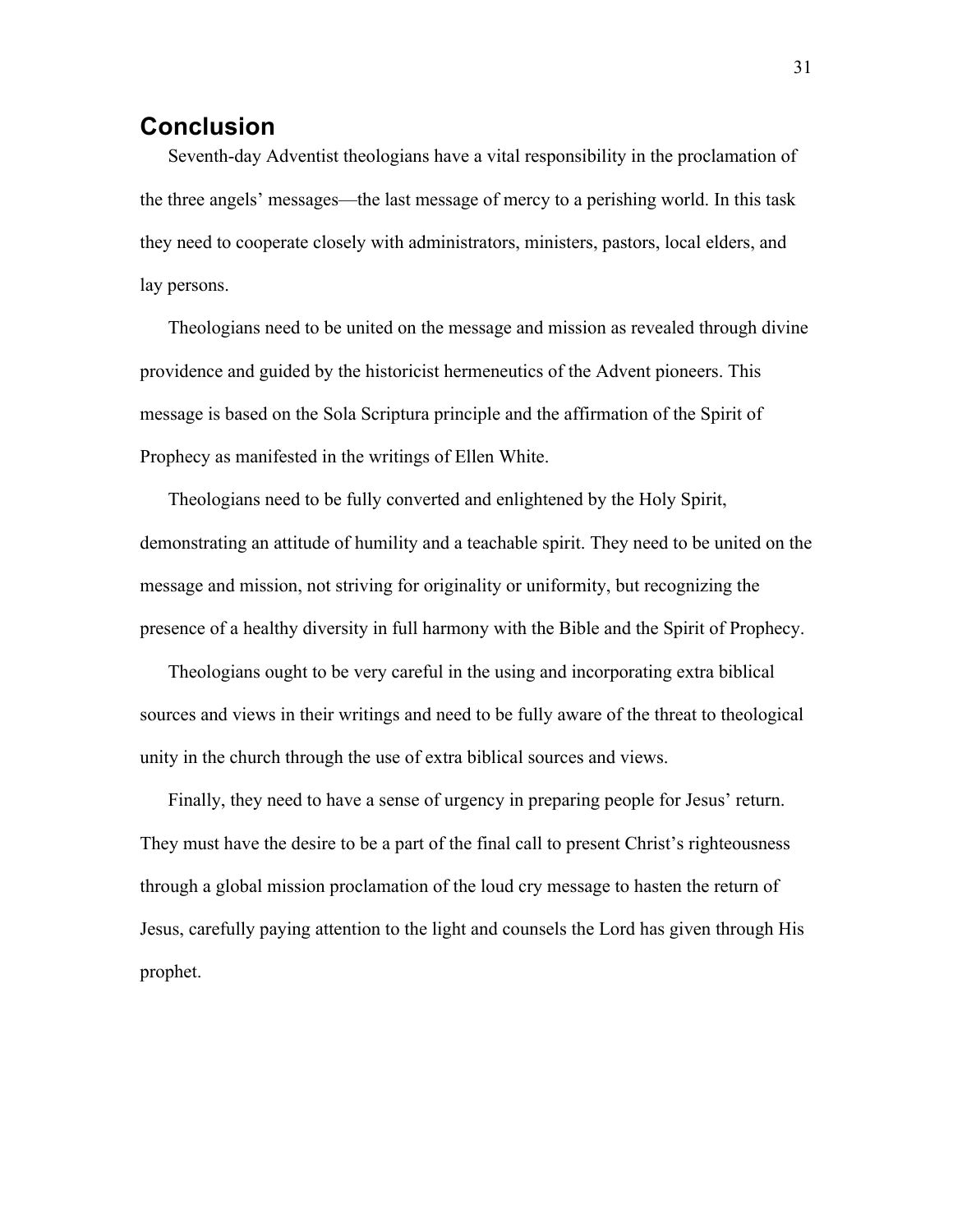## Conclusion

Seventh-day Adventist theologians have a vital responsibility in the proclamation of the three angels' messages—the last message of mercy to a perishing world. In this task they need to cooperate closely with administrators, ministers, pastors, local elders, and lay persons.

Theologians need to be united on the message and mission as revealed through divine providence and guided by the historicist hermeneutics of the Advent pioneers. This message is based on the Sola Scriptura principle and the affirmation of the Spirit of Prophecy as manifested in the writings of Ellen White.

Theologians need to be fully converted and enlightened by the Holy Spirit, demonstrating an attitude of humility and a teachable spirit. They need to be united on the message and mission, not striving for originality or uniformity, but recognizing the presence of a healthy diversity in full harmony with the Bible and the Spirit of Prophecy.

Theologians ought to be very careful in the using and incorporating extra biblical sources and views in their writings and need to be fully aware of the threat to theological unity in the church through the use of extra biblical sources and views.

Finally, they need to have a sense of urgency in preparing people for Jesus' return. They must have the desire to be a part of the final call to present Christ's righteousness through a global mission proclamation of the loud cry message to hasten the return of Jesus, carefully paying attention to the light and counsels the Lord has given through His prophet.